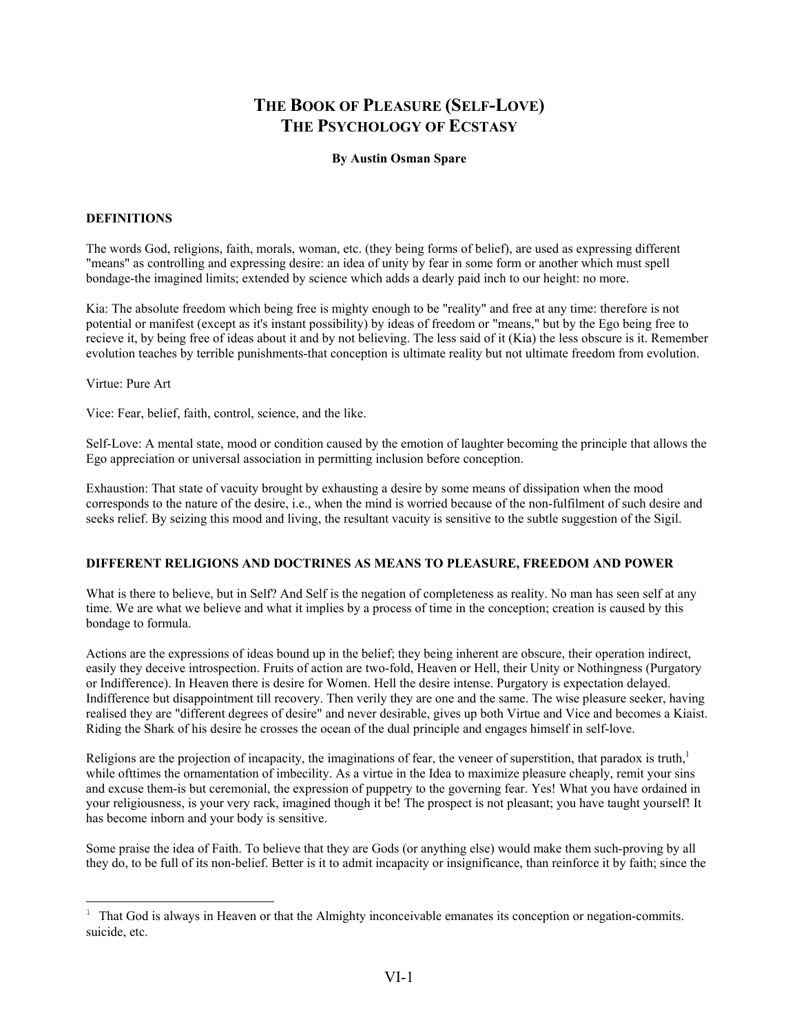# THE BOOK OF PLEASURE (SELF-LOVE)
# THE PSYCHOLOGY OF ECSTASY

**By Austin Osman Spare**

## DEFINITIONS

The words God, religions, faith, morals, woman, etc. (they being forms of belief), are used as expressing different "means" as controlling and expressing desire: an idea of unity by fear in some form or another which must spell bondage-the imagined limits; extended by science which adds a dearly paid inch to our height: no more.

Kia: The absolute freedom which being free is mighty enough to be "reality" and free at any time: therefore is not potential or manifest (except as it's instant possibility) by ideas of freedom or "means," but by the Ego being free to recieve it, by being free of ideas about it and by not believing. The less said of it (Kia) the less obscure is it. Remember evolution teaches by terrible punishments-that conception is ultimate reality but not ultimate freedom from evolution.

Virtue: Pure Art

Vice: Fear, belief, faith, control, science, and the like.

Self-Love: A mental state, mood or condition caused by the emotion of laughter becoming the principle that allows the Ego appreciation or universal association in permitting inclusion before conception.

Exhaustion: That state of vacuity brought by exhausting a desire by some means of dissipation when the mood corresponds to the nature of the desire, i.e., when the mind is worried because of the non-fulfilment of such desire and seeks relief. By seizing this mood and living, the resultant vacuity is sensitive to the subtle suggestion of the Sigil.

## DIFFERENT RELIGIONS AND DOCTRINES AS MEANS TO PLEASURE, FREEDOM AND POWER

What is there to believe, but in Self? And Self is the negation of completeness as reality. No man has seen self at any time. We are what we believe and what it implies by a process of time in the conception; creation is caused by this bondage to formula.

Actions are the expressions of ideas bound up in the belief; they being inherent are obscure, their operation indirect, easily they deceive introspection. Fruits of action are two-fold, Heaven or Hell, their Unity or Nothingness (Purgatory or Indifference). In Heaven there is desire for Women. Hell the desire intense. Purgatory is expectation delayed. Indifference but disappointment till recovery. Then verily they are one and the same. The wise pleasure seeker, having realised they are "different degrees of desire" and never desirable, gives up both Virtue and Vice and becomes a Kiaist. Riding the Shark of his desire he crosses the ocean of the dual principle and engages himself in self-love.

Religions are the projection of incapacity, the imaginations of fear, the veneer of superstition, that paradox is truth,[1] while ofttimes the ornamentation of imbecility. As a virtue in the Idea to maximize pleasure cheaply, remit your sins and excuse them-is but ceremonial, the expression of puppetry to the governing fear. Yes! What you have ordained in your religiousness, is your very rack, imagined though it be! The prospect is not pleasant; you have taught yourself! It has become inborn and your body is sensitive.

Some praise the idea of Faith. To believe that they are Gods (or anything else) would make them such-proving by all they do, to be full of its non-belief. Better is it to admit incapacity or insignificance, than reinforce it by faith; since the

[1] That God is always in Heaven or that the Almighty inconceivable emanates its conception or negation-commits. suicide, etc.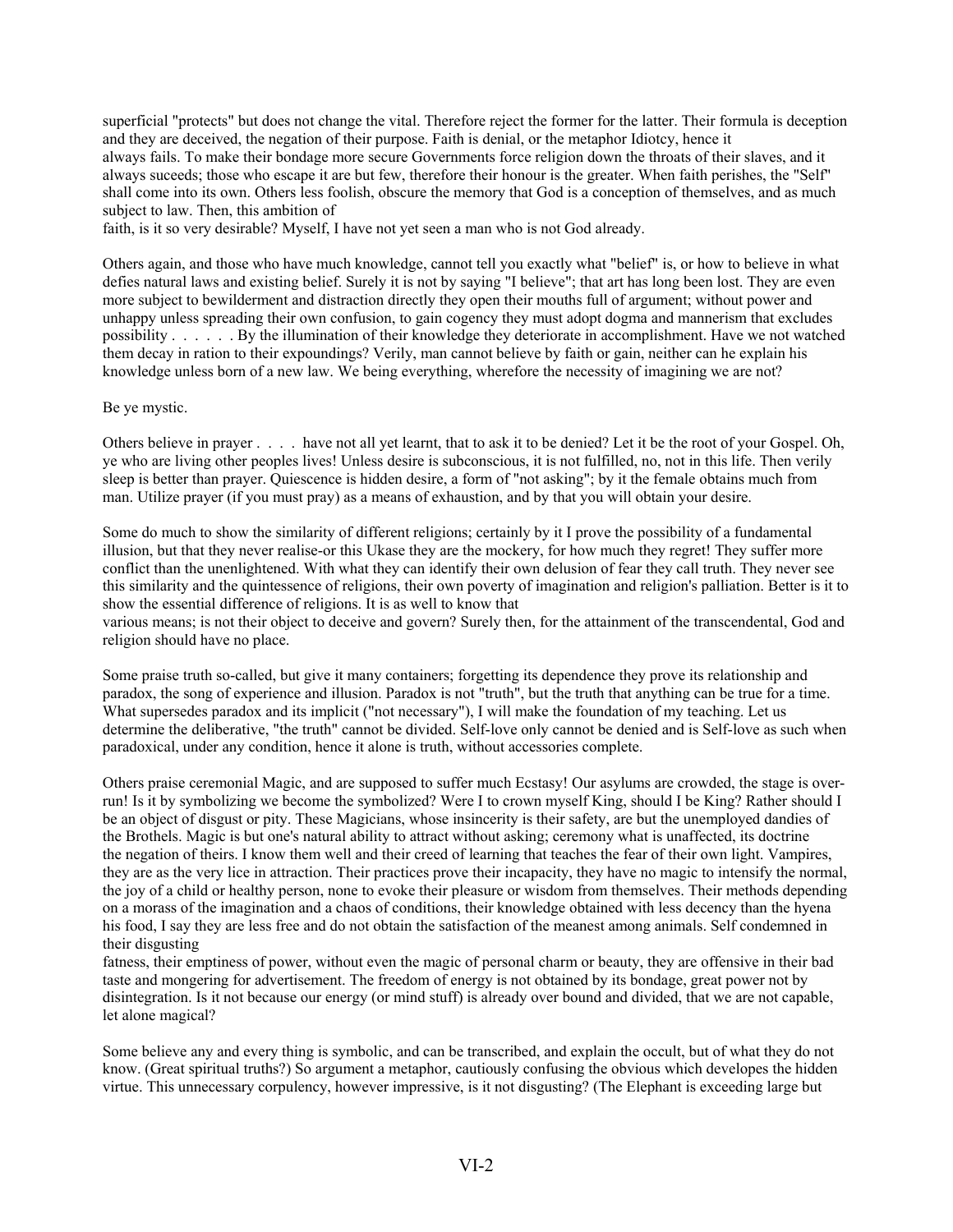superficial "protects" but does not change the vital. Therefore reject the former for the latter. Their formula is deception and they are deceived, the negation of their purpose. Faith is denial, or the metaphor Idiotcy, hence it always fails. To make their bondage more secure Governments force religion down the throats of their slaves, and it always suceeds; those who escape it are but few, therefore their honour is the greater. When faith perishes, the "Self" shall come into its own. Others less foolish, obscure the memory that God is a conception of themselves, and as much subject to law. Then, this ambition of faith, is it so very desirable? Myself, I have not yet seen a man who is not God already.

Others again, and those who have much knowledge, cannot tell you exactly what "belief" is, or how to believe in what defies natural laws and existing belief. Surely it is not by saying "I believe"; that art has long been lost. They are even more subject to bewilderment and distraction directly they open their mouths full of argument; without power and unhappy unless spreading their own confusion, to gain cogency they must adopt dogma and mannerism that excludes possibility . . . . . . By the illumination of their knowledge they deteriorate in accomplishment. Have we not watched them decay in ration to their expoundings? Verily, man cannot believe by faith or gain, neither can he explain his knowledge unless born of a new law. We being everything, wherefore the necessity of imagining we are not?

Be ye mystic.

Others believe in prayer . . . . have not all yet learnt, that to ask it to be denied? Let it be the root of your Gospel. Oh, ye who are living other peoples lives! Unless desire is subconscious, it is not fulfilled, no, not in this life. Then verily sleep is better than prayer. Quiescence is hidden desire, a form of "not asking"; by it the female obtains much from man. Utilize prayer (if you must pray) as a means of exhaustion, and by that you will obtain your desire.

Some do much to show the similarity of different religions; certainly by it I prove the possibility of a fundamental illusion, but that they never realise-or this Ukase they are the mockery, for how much they regret! They suffer more conflict than the unenlightened. With what they can identify their own delusion of fear they call truth. They never see this similarity and the quintessence of religions, their own poverty of imagination and religion's palliation. Better is it to show the essential difference of religions. It is as well to know that various means; is not their object to deceive and govern? Surely then, for the attainment of the transcendental, God and religion should have no place.

Some praise truth so-called, but give it many containers; forgetting its dependence they prove its relationship and paradox, the song of experience and illusion. Paradox is not "truth", but the truth that anything can be true for a time. What supersedes paradox and its implicit ("not necessary"), I will make the foundation of my teaching. Let us determine the deliberative, "the truth" cannot be divided. Self-love only cannot be denied and is Self-love as such when paradoxical, under any condition, hence it alone is truth, without accessories complete.

Others praise ceremonial Magic, and are supposed to suffer much Ecstasy! Our asylums are crowded, the stage is over-run! Is it by symbolizing we become the symbolized? Were I to crown myself King, should I be King? Rather should I be an object of disgust or pity. These Magicians, whose insincerity is their safety, are but the unemployed dandies of the Brothels. Magic is but one's natural ability to attract without asking; ceremony what is unaffected, its doctrine the negation of theirs. I know them well and their creed of learning that teaches the fear of their own light. Vampires, they are as the very lice in attraction. Their practices prove their incapacity, they have no magic to intensify the normal, the joy of a child or healthy person, none to evoke their pleasure or wisdom from themselves. Their methods depending on a morass of the imagination and a chaos of conditions, their knowledge obtained with less decency than the hyena his food, I say they are less free and do not obtain the satisfaction of the meanest among animals. Self condemned in their disgusting fatness, their emptiness of power, without even the magic of personal charm or beauty, they are offensive in their bad taste and mongering for advertisement. The freedom of energy is not obtained by its bondage, great power not by disintegration. Is it not because our energy (or mind stuff) is already over bound and divided, that we are not capable, let alone magical?

Some believe any and every thing is symbolic, and can be transcribed, and explain the occult, but of what they do not know. (Great spiritual truths?) So argument a metaphor, cautiously confusing the obvious which developes the hidden virtue. This unnecessary corpulency, however impressive, is it not disgusting? (The Elephant is exceeding large but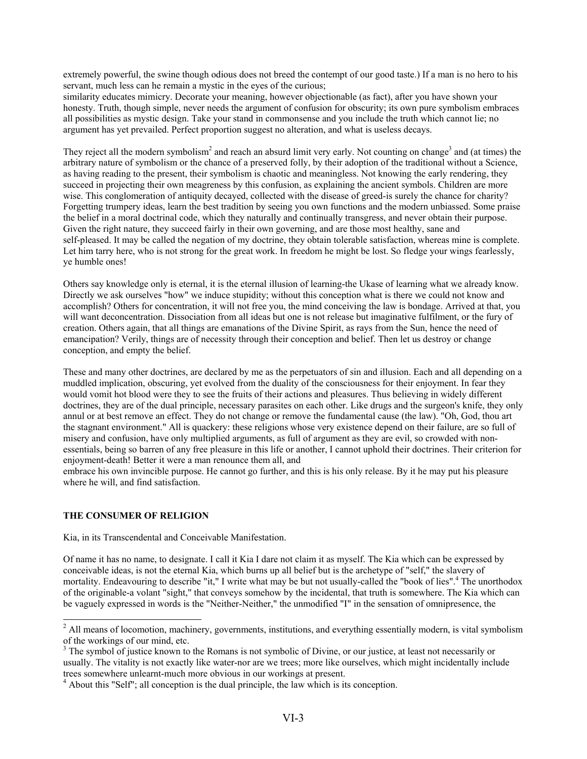extremely powerful, the swine though odious does not breed the contempt of our good taste.) If a man is no hero to his servant, much less can he remain a mystic in the eyes of the curious; similarity educates mimicry. Decorate your meaning, however objectionable (as fact), after you have shown your honesty. Truth, though simple, never needs the argument of confusion for obscurity; its own pure symbolism embraces all possibilities as mystic design. Take your stand in commonsense and you include the truth which cannot lie; no argument has yet prevailed. Perfect proportion suggest no alteration, and what is useless decays.

They reject all the modern symbolism[2] and reach an absurd limit very early. Not counting on change[3] and (at times) the arbitrary nature of symbolism or the chance of a preserved folly, by their adoption of the traditional without a Science, as having reading to the present, their symbolism is chaotic and meaningless. Not knowing the early rendering, they succeed in projecting their own meagreness by this confusion, as explaining the ancient symbols. Children are more wise. This conglomeration of antiquity decayed, collected with the disease of greed-is surely the chance for charity? Forgetting trumpery ideas, learn the best tradition by seeing you own functions and the modern unbiassed. Some praise the belief in a moral doctrinal code, which they naturally and continually transgress, and never obtain their purpose. Given the right nature, they succeed fairly in their own governing, and are those most healthy, sane and self-pleased. It may be called the negation of my doctrine, they obtain tolerable satisfaction, whereas mine is complete. Let him tarry here, who is not strong for the great work. In freedom he might be lost. So fledge your wings fearlessly, ye humble ones!

Others say knowledge only is eternal, it is the eternal illusion of learning-the Ukase of learning what we already know. Directly we ask ourselves "how" we induce stupidity; without this conception what is there we could not know and accomplish? Others for concentration, it will not free you, the mind conceiving the law is bondage. Arrived at that, you will want deconcentration. Dissociation from all ideas but one is not release but imaginative fulfilment, or the fury of creation. Others again, that all things are emanations of the Divine Spirit, as rays from the Sun, hence the need of emancipation? Verily, things are of necessity through their conception and belief. Then let us destroy or change conception, and empty the belief.

These and many other doctrines, are declared by me as the perpetuators of sin and illusion. Each and all depending on a muddled implication, obscuring, yet evolved from the duality of the consciousness for their enjoyment. In fear they would vomit hot blood were they to see the fruits of their actions and pleasures. Thus believing in widely different doctrines, they are of the dual principle, necessary parasites on each other. Like drugs and the surgeon's knife, they only annul or at best remove an effect. They do not change or remove the fundamental cause (the law). "Oh, God, thou art the stagnant environment." All is quackery: these religions whose very existence depend on their failure, are so full of misery and confusion, have only multiplied arguments, as full of argument as they are evil, so crowded with non-essentials, being so barren of any free pleasure in this life or another, I cannot uphold their doctrines. Their criterion for enjoyment-death! Better it were a man renounce them all, and embrace his own invincible purpose. He cannot go further, and this is his only release. By it he may put his pleasure where he will, and find satisfaction.

## THE CONSUMER OF RELIGION

Kia, in its Transcendental and Conceivable Manifestation.

Of name it has no name, to designate. I call it Kia I dare not claim it as myself. The Kia which can be expressed by conceivable ideas, is not the eternal Kia, which burns up all belief but is the archetype of "self," the slavery of mortality. Endeavouring to describe "it," I write what may be but not usually-called the "book of lies".[4] The unorthodox of the originable-a volant "sight," that conveys somehow by the incidental, that truth is somewhere. The Kia which can be vaguely expressed in words is the "Neither-Neither," the unmodified "I" in the sensation of omnipresence, the

[2] All means of locomotion, machinery, governments, institutions, and everything essentially modern, is vital symbolism of the workings of our mind, etc.

[3] The symbol of justice known to the Romans is not symbolic of Divine, or our justice, at least not necessarily or usually. The vitality is not exactly like water-nor are we trees; more like ourselves, which might incidentally include trees somewhere unlearnt-much more obvious in our workings at present.

[4] About this "Self"; all conception is the dual principle, the law which is its conception.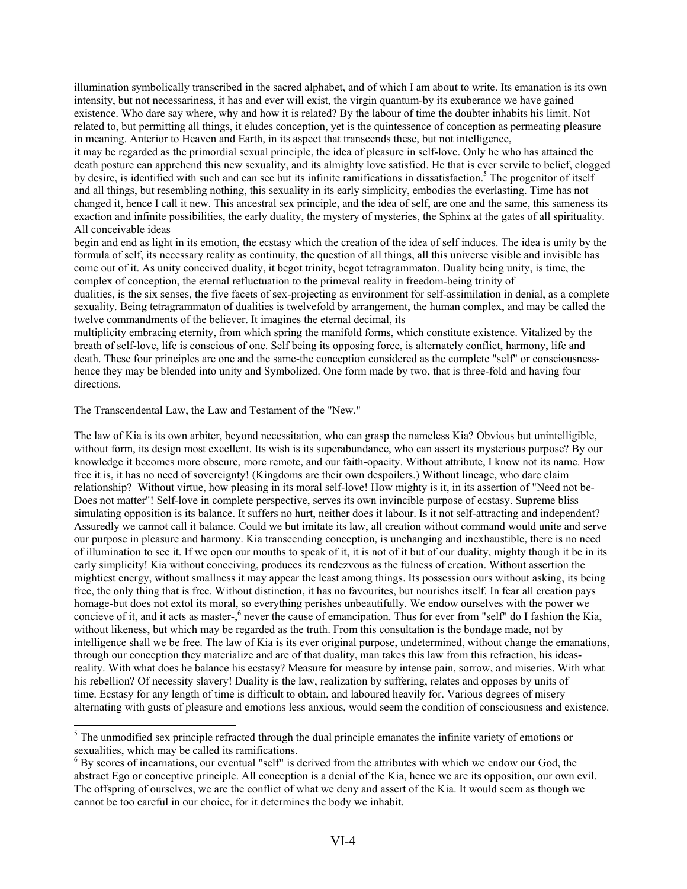illumination symbolically transcribed in the sacred alphabet, and of which I am about to write. Its emanation is its own intensity, but not necessariness, it has and ever will exist, the virgin quantum-by its exuberance we have gained existence. Who dare say where, why and how it is related? By the labour of time the doubter inhabits his limit. Not related to, but permitting all things, it eludes conception, yet is the quintessence of conception as permeating pleasure in meaning. Anterior to Heaven and Earth, in its aspect that transcends these, but not intelligence, it may be regarded as the primordial sexual principle, the idea of pleasure in self-love. Only he who has attained the death posture can apprehend this new sexuality, and its almighty love satisfied. He that is ever servile to belief, clogged by desire, is identified with such and can see but its infinite ramifications in dissatisfaction.[5] The progenitor of itself and all things, but resembling nothing, this sexuality in its early simplicity, embodies the everlasting. Time has not changed it, hence I call it new. This ancestral sex principle, and the idea of self, are one and the same, this sameness its exaction and infinite possibilities, the early duality, the mystery of mysteries, the Sphinx at the gates of all spirituality. All conceivable ideas begin and end as light in its emotion, the ecstasy which the creation of the idea of self induces. The idea is unity by the formula of self, its necessary reality as continuity, the question of all things, all this universe visible and invisible has come out of it. As unity conceived duality, it begot trinity, begot tetragrammaton. Duality being unity, is time, the complex of conception, the eternal refluctuation to the primeval reality in freedom-being trinity of dualities, is the six senses, the five facets of sex-projecting as environment for self-assimilation in denial, as a complete sexuality. Being tetragrammaton of dualities is twelvefold by arrangement, the human complex, and may be called the twelve commandments of the believer. It imagines the eternal decimal, its multiplicity embracing eternity, from which spring the manifold forms, which constitute existence. Vitalized by the breath of self-love, life is conscious of one. Self being its opposing force, is alternately conflict, harmony, life and death. These four principles are one and the same-the conception considered as the complete "self" or consciousness-hence they may be blended into unity and Symbolized. One form made by two, that is three-fold and having four directions.

The Transcendental Law, the Law and Testament of the "New."

The law of Kia is its own arbiter, beyond necessitation, who can grasp the nameless Kia? Obvious but unintelligible, without form, its design most excellent. Its wish is its superabundance, who can assert its mysterious purpose? By our knowledge it becomes more obscure, more remote, and our faith-opacity. Without attribute, I know not its name. How free it is, it has no need of sovereignty! (Kingdoms are their own despoilers.) Without lineage, who dare claim relationship? Without virtue, how pleasing in its moral self-love! How mighty is it, in its assertion of "Need not be-Does not matter"! Self-love in complete perspective, serves its own invincible purpose of ecstasy. Supreme bliss simulating opposition is its balance. It suffers no hurt, neither does it labour. Is it not self-attracting and independent? Assuredly we cannot call it balance. Could we but imitate its law, all creation without command would unite and serve our purpose in pleasure and harmony. Kia transcending conception, is unchanging and inexhaustible, there is no need of illumination to see it. If we open our mouths to speak of it, it is not of it but of our duality, mighty though it be in its early simplicity! Kia without conceiving, produces its rendezvous as the fulness of creation. Without assertion the mightiest energy, without smallness it may appear the least among things. Its possession ours without asking, its being free, the only thing that is free. Without distinction, it has no favourites, but nourishes itself. In fear all creation pays homage-but does not extol its moral, so everything perishes unbeautifully. We endow ourselves with the power we concieve of it, and it acts as master-,[6] never the cause of emancipation. Thus for ever from "self" do I fashion the Kia, without likeness, but which may be regarded as the truth. From this consultation is the bondage made, not by intelligence shall we be free. The law of Kia is its ever original purpose, undetermined, without change the emanations, through our conception they materialize and are of that duality, man takes this law from this refraction, his ideas-reality. With what does he balance his ecstasy? Measure for measure by intense pain, sorrow, and miseries. With what his rebellion? Of necessity slavery! Duality is the law, realization by suffering, relates and opposes by units of time. Ecstasy for any length of time is difficult to obtain, and laboured heavily for. Various degrees of misery alternating with gusts of pleasure and emotions less anxious, would seem the condition of consciousness and existence.

---

[5] The unmodified sex principle refracted through the dual principle emanates the infinite variety of emotions or sexualities, which may be called its ramifications.

[6] By scores of incarnations, our eventual "self" is derived from the attributes with which we endow our God, the abstract Ego or conceptive principle. All conception is a denial of the Kia, hence we are its opposition, our own evil. The offspring of ourselves, we are the conflict of what we deny and assert of the Kia. It would seem as though we cannot be too careful in our choice, for it determines the body we inhabit.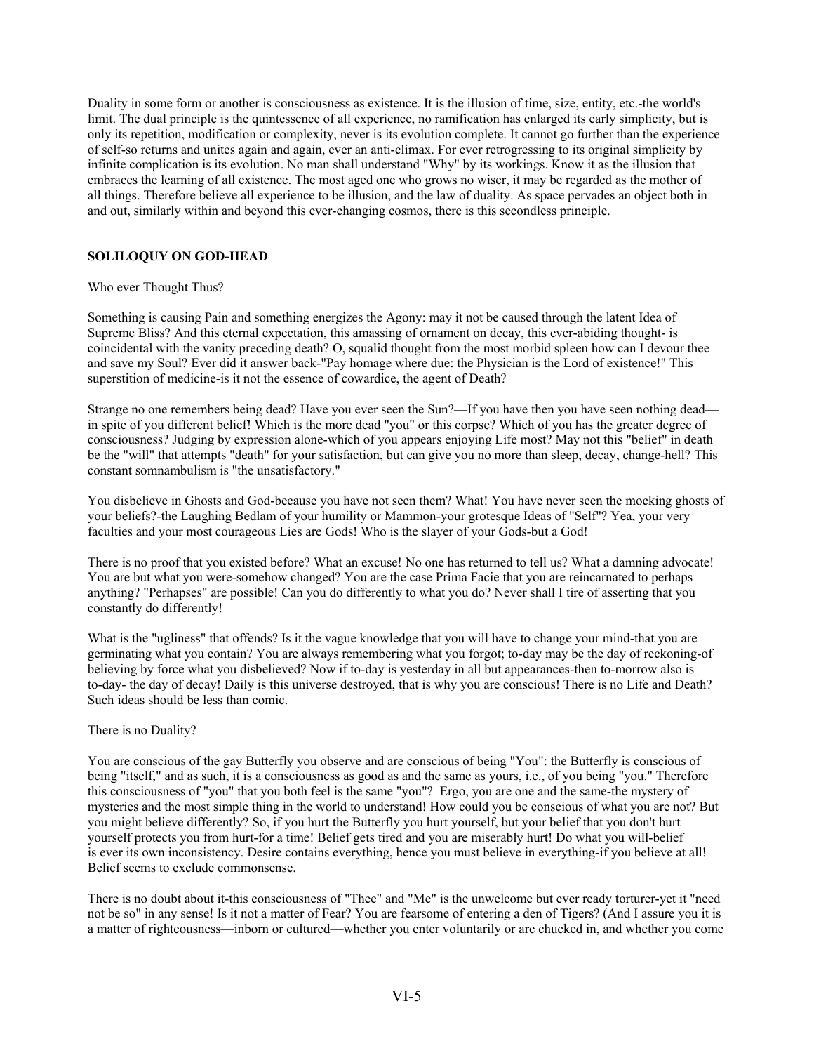Duality in some form or another is consciousness as existence. It is the illusion of time, size, entity, etc.-the world's limit. The dual principle is the quintessence of all experience, no ramification has enlarged its early simplicity, but is only its repetition, modification or complexity, never is its evolution complete. It cannot go further than the experience of self-so returns and unites again and again, ever an anti-climax. For ever retrogressing to its original simplicity by infinite complication is its evolution. No man shall understand "Why" by its workings. Know it as the illusion that embraces the learning of all existence. The most aged one who grows no wiser, it may be regarded as the mother of all things. Therefore believe all experience to be illusion, and the law of duality. As space pervades an object both in and out, similarly within and beyond this ever-changing cosmos, there is this secondless principle.

## SOLILOQUY ON GOD-HEAD

Who ever Thought Thus?

Something is causing Pain and something energizes the Agony: may it not be caused through the latent Idea of Supreme Bliss? And this eternal expectation, this amassing of ornament on decay, this ever-abiding thought- is coincidental with the vanity preceding death? O, squalid thought from the most morbid spleen how can I devour thee and save my Soul? Ever did it answer back-"Pay homage where due: the Physician is the Lord of existence!" This superstition of medicine-is it not the essence of cowardice, the agent of Death?

Strange no one remembers being dead? Have you ever seen the Sun?—If you have then you have seen nothing dead—in spite of you different belief! Which is the more dead "you" or this corpse? Which of you has the greater degree of consciousness? Judging by expression alone-which of you appears enjoying Life most? May not this "belief" in death be the "will" that attempts "death" for your satisfaction, but can give you no more than sleep, decay, change-hell? This constant somnambulism is "the unsatisfactory."

You disbelieve in Ghosts and God-because you have not seen them? What! You have never seen the mocking ghosts of your beliefs?-the Laughing Bedlam of your humility or Mammon-your grotesque Ideas of "Self"? Yea, your very faculties and your most courageous Lies are Gods! Who is the slayer of your Gods-but a God!

There is no proof that you existed before? What an excuse! No one has returned to tell us? What a damning advocate! You are but what you were-somehow changed? You are the case Prima Facie that you are reincarnated to perhaps anything? "Perhapses" are possible! Can you do differently to what you do? Never shall I tire of asserting that you constantly do differently!

What is the "ugliness" that offends? Is it the vague knowledge that you will have to change your mind-that you are germinating what you contain? You are always remembering what you forgot; to-day may be the day of reckoning-of believing by force what you disbelieved? Now if to-day is yesterday in all but appearances-then to-morrow also is to-day- the day of decay! Daily is this universe destroyed, that is why you are conscious! There is no Life and Death? Such ideas should be less than comic.

There is no Duality?

You are conscious of the gay Butterfly you observe and are conscious of being "You": the Butterfly is conscious of being "itself," and as such, it is a consciousness as good as and the same as yours, i.e., of you being "you." Therefore this consciousness of "you" that you both feel is the same "you"? Ergo, you are one and the same-the mystery of mysteries and the most simple thing in the world to understand! How could you be conscious of what you are not? But you might believe differently? So, if you hurt the Butterfly you hurt yourself, but your belief that you don't hurt yourself protects you from hurt-for a time! Belief gets tired and you are miserably hurt! Do what you will-belief is ever its own inconsistency. Desire contains everything, hence you must believe in everything-if you believe at all! Belief seems to exclude commonsense.

There is no doubt about it-this consciousness of "Thee" and "Me" is the unwelcome but ever ready torturer-yet it "need not be so" in any sense! Is it not a matter of Fear? You are fearsome of entering a den of Tigers? (And I assure you it is a matter of righteousness—inborn or cultured—whether you enter voluntarily or are chucked in, and whether you come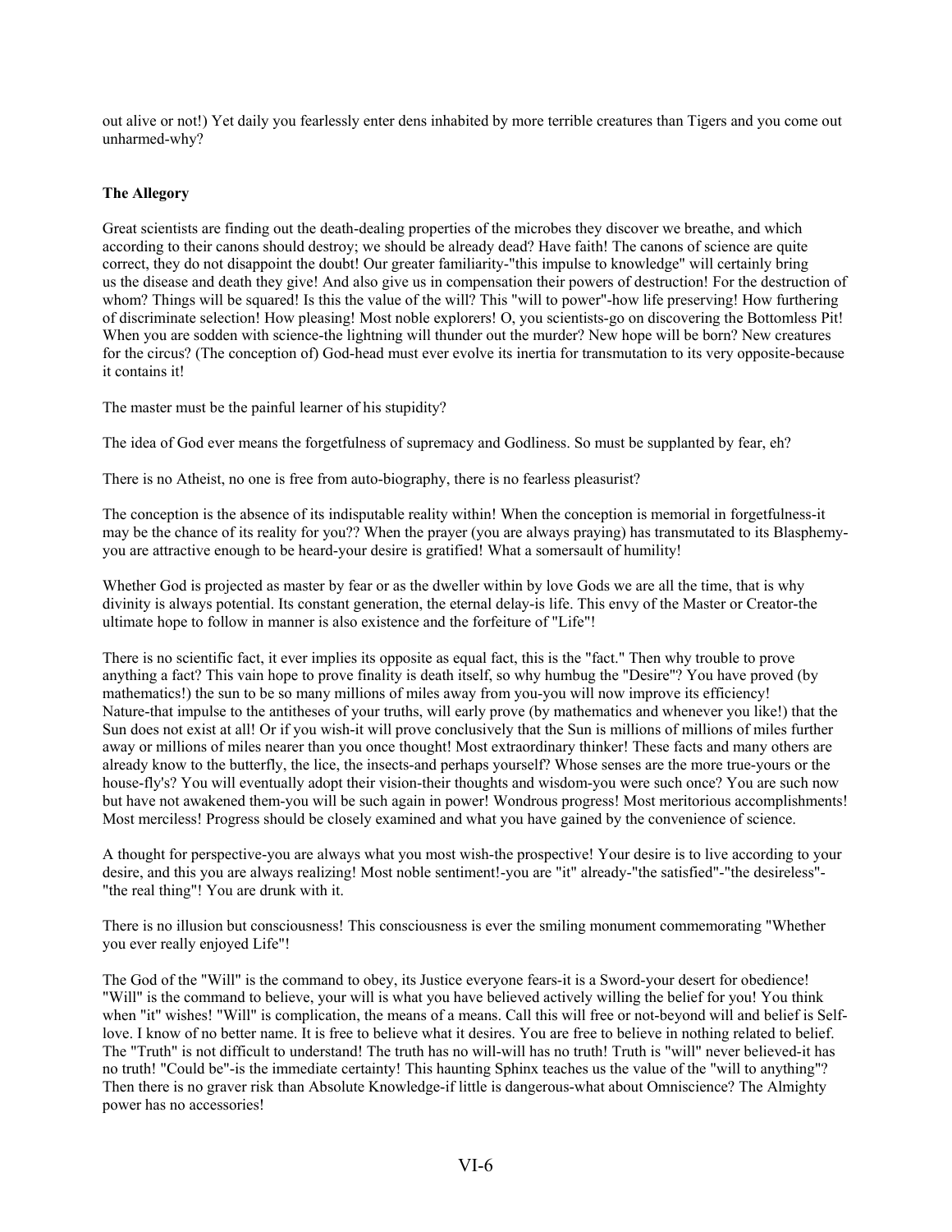out alive or not!) Yet daily you fearlessly enter dens inhabited by more terrible creatures than Tigers and you come out unharmed-why?

**The Allegory**

Great scientists are finding out the death-dealing properties of the microbes they discover we breathe, and which according to their canons should destroy; we should be already dead? Have faith! The canons of science are quite correct, they do not disappoint the doubt! Our greater familiarity-"this impulse to knowledge" will certainly bring us the disease and death they give! And also give us in compensation their powers of destruction! For the destruction of whom? Things will be squared! Is this the value of the will? This "will to power"-how life preserving! How furthering of discriminate selection! How pleasing! Most noble explorers! O, you scientists-go on discovering the Bottomless Pit! When you are sodden with science-the lightning will thunder out the murder? New hope will be born? New creatures for the circus? (The conception of) God-head must ever evolve its inertia for transmutation to its very opposite-because it contains it!

The master must be the painful learner of his stupidity?

The idea of God ever means the forgetfulness of supremacy and Godliness. So must be supplanted by fear, eh?

There is no Atheist, no one is free from auto-biography, there is no fearless pleasurist?

The conception is the absence of its indisputable reality within! When the conception is memorial in forgetfulness-it may be the chance of its reality for you?? When the prayer (you are always praying) has transmutated to its Blasphemy-you are attractive enough to be heard-your desire is gratified! What a somersault of humility!

Whether God is projected as master by fear or as the dweller within by love Gods we are all the time, that is why divinity is always potential. Its constant generation, the eternal delay-is life. This envy of the Master or Creator-the ultimate hope to follow in manner is also existence and the forfeiture of "Life"!

There is no scientific fact, it ever implies its opposite as equal fact, this is the "fact." Then why trouble to prove anything a fact? This vain hope to prove finality is death itself, so why humbug the "Desire"? You have proved (by mathematics!) the sun to be so many millions of miles away from you-you will now improve its efficiency! Nature-that impulse to the antitheses of your truths, will early prove (by mathematics and whenever you like!) that the Sun does not exist at all! Or if you wish-it will prove conclusively that the Sun is millions of millions of miles further away or millions of miles nearer than you once thought! Most extraordinary thinker! These facts and many others are already know to the butterfly, the lice, the insects-and perhaps yourself? Whose senses are the more true-yours or the house-fly's? You will eventually adopt their vision-their thoughts and wisdom-you were such once? You are such now but have not awakened them-you will be such again in power! Wondrous progress! Most meritorious accomplishments! Most merciless! Progress should be closely examined and what you have gained by the convenience of science.

A thought for perspective-you are always what you most wish-the prospective! Your desire is to live according to your desire, and this you are always realizing! Most noble sentiment!-you are "it" already-"the satisfied"-"the desireless"-"the real thing"! You are drunk with it.

There is no illusion but consciousness! This consciousness is ever the smiling monument commemorating "Whether you ever really enjoyed Life"!

The God of the "Will" is the command to obey, its Justice everyone fears-it is a Sword-your desert for obedience! "Will" is the command to believe, your will is what you have believed actively willing the belief for you! You think when "it" wishes! "Will" is complication, the means of a means. Call this will free or not-beyond will and belief is Self-love. I know of no better name. It is free to believe what it desires. You are free to believe in nothing related to belief. The "Truth" is not difficult to understand! The truth has no will-will has no truth! Truth is "will" never believed-it has no truth! "Could be"-is the immediate certainty! This haunting Sphinx teaches us the value of the "will to anything"? Then there is no graver risk than Absolute Knowledge-if little is dangerous-what about Omniscience? The Almighty power has no accessories!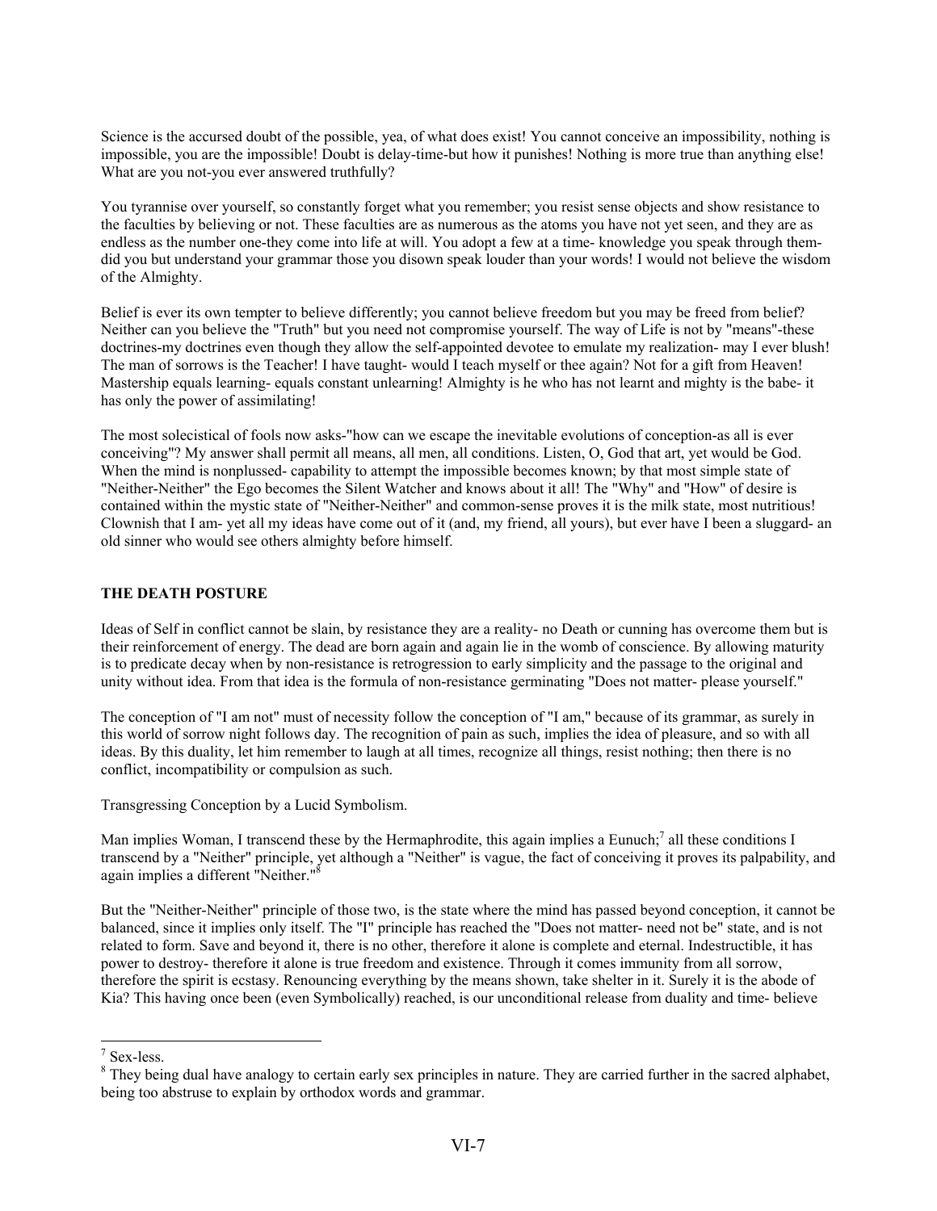Science is the accursed doubt of the possible, yea, of what does exist! You cannot conceive an impossibility, nothing is impossible, you are the impossible! Doubt is delay-time-but how it punishes! Nothing is more true than anything else! What are you not-you ever answered truthfully?

You tyrannise over yourself, so constantly forget what you remember; you resist sense objects and show resistance to the faculties by believing or not. These faculties are as numerous as the atoms you have not yet seen, and they are as endless as the number one-they come into life at will. You adopt a few at a time- knowledge you speak through them- did you but understand your grammar those you disown speak louder than your words! I would not believe the wisdom of the Almighty.

Belief is ever its own tempter to believe differently; you cannot believe freedom but you may be freed from belief? Neither can you believe the "Truth" but you need not compromise yourself. The way of Life is not by "means"-these doctrines-my doctrines even though they allow the self-appointed devotee to emulate my realization- may I ever blush! The man of sorrows is the Teacher! I have taught- would I teach myself or thee again? Not for a gift from Heaven! Mastership equals learning- equals constant unlearning! Almighty is he who has not learnt and mighty is the babe- it has only the power of assimilating!

The most solecistical of fools now asks-"how can we escape the inevitable evolutions of conception-as all is ever conceiving"? My answer shall permit all means, all men, all conditions. Listen, O, God that art, yet would be God. When the mind is nonplussed- capability to attempt the impossible becomes known; by that most simple state of "Neither-Neither" the Ego becomes the Silent Watcher and knows about it all! The "Why" and "How" of desire is contained within the mystic state of "Neither-Neither" and common-sense proves it is the milk state, most nutritious! Clownish that I am- yet all my ideas have come out of it (and, my friend, all yours), but ever have I been a sluggard- an old sinner who would see others almighty before himself.

**THE DEATH POSTURE**

Ideas of Self in conflict cannot be slain, by resistance they are a reality- no Death or cunning has overcome them but is their reinforcement of energy. The dead are born again and again lie in the womb of conscience. By allowing maturity is to predicate decay when by non-resistance is retrogression to early simplicity and the passage to the original and unity without idea. From that idea is the formula of non-resistance germinating "Does not matter- please yourself."

The conception of "I am not" must of necessity follow the conception of "I am," because of its grammar, as surely in this world of sorrow night follows day. The recognition of pain as such, implies the idea of pleasure, and so with all ideas. By this duality, let him remember to laugh at all times, recognize all things, resist nothing; then there is no conflict, incompatibility or compulsion as such.

Transgressing Conception by a Lucid Symbolism.

Man implies Woman, I transcend these by the Hermaphrodite, this again implies a Eunuch;[7] all these conditions I transcend by a "Neither" principle, yet although a "Neither" is vague, the fact of conceiving it proves its palpability, and again implies a different "Neither."[8]

But the "Neither-Neither" principle of those two, is the state where the mind has passed beyond conception, it cannot be balanced, since it implies only itself. The "I" principle has reached the "Does not matter- need not be" state, and is not related to form. Save and beyond it, there is no other, therefore it alone is complete and eternal. Indestructible, it has power to destroy- therefore it alone is true freedom and existence. Through it comes immunity from all sorrow, therefore the spirit is ecstasy. Renouncing everything by the means shown, take shelter in it. Surely it is the abode of Kia? This having once been (even Symbolically) reached, is our unconditional release from duality and time- believe

[7] Sex-less.

[8] They being dual have analogy to certain early sex principles in nature. They are carried further in the sacred alphabet, being too abstruse to explain by orthodox words and grammar.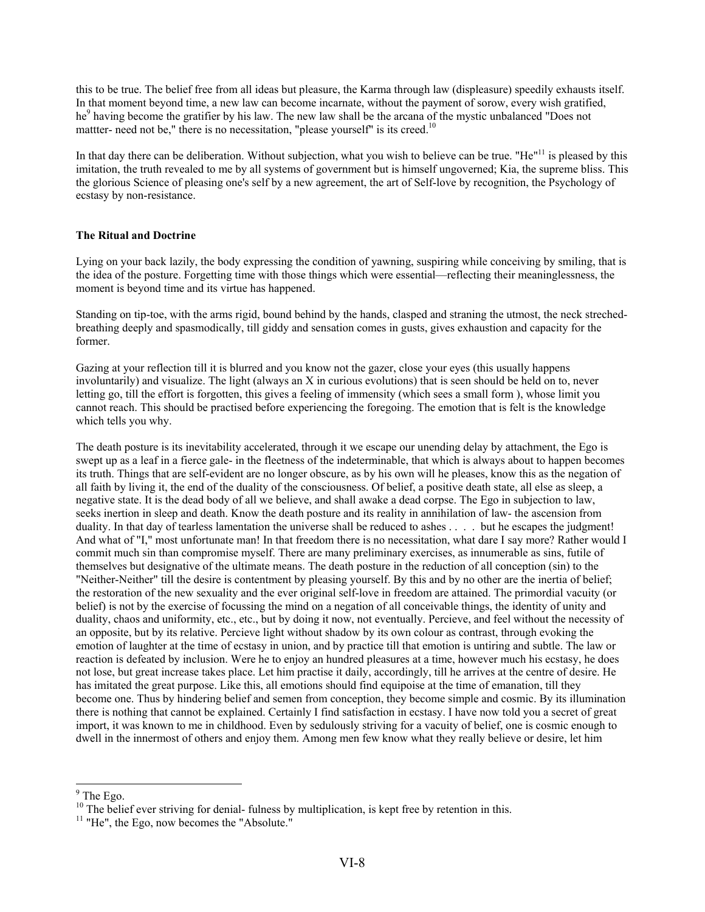this to be true. The belief free from all ideas but pleasure, the Karma through law (displeasure) speedily exhausts itself. In that moment beyond time, a new law can become incarnate, without the payment of sorow, every wish gratified, he[9] having become the gratifier by his law. The new law shall be the arcana of the mystic unbalanced "Does not mattter- need not be," there is no necessitation, "please yourself" is its creed.[10]

In that day there can be deliberation. Without subjection, what you wish to believe can be true. "He"[11] is pleased by this imitation, the truth revealed to me by all systems of government but is himself ungoverned; Kia, the supreme bliss. This the glorious Science of pleasing one's self by a new agreement, the art of Self-love by recognition, the Psychology of ecstasy by non-resistance.

**The Ritual and Doctrine**

Lying on your back lazily, the body expressing the condition of yawning, suspiring while conceiving by smiling, that is the idea of the posture. Forgetting time with those things which were essential—reflecting their meaninglessness, the moment is beyond time and its virtue has happened.

Standing on tip-toe, with the arms rigid, bound behind by the hands, clasped and straning the utmost, the neck streched- breathing deeply and spasmodically, till giddy and sensation comes in gusts, gives exhaustion and capacity for the former.

Gazing at your reflection till it is blurred and you know not the gazer, close your eyes (this usually happens involuntarily) and visualize. The light (always an X in curious evolutions) that is seen should be held on to, never letting go, till the effort is forgotten, this gives a feeling of immensity (which sees a small form ), whose limit you cannot reach. This should be practised before experiencing the foregoing. The emotion that is felt is the knowledge which tells you why.

The death posture is its inevitability accelerated, through it we escape our unending delay by attachment, the Ego is swept up as a leaf in a fierce gale- in the fleetness of the indeterminable, that which is always about to happen becomes its truth. Things that are self-evident are no longer obscure, as by his own will he pleases, know this as the negation of all faith by living it, the end of the duality of the consciousness. Of belief, a positive death state, all else as sleep, a negative state. It is the dead body of all we believe, and shall awake a dead corpse. The Ego in subjection to law, seeks inertion in sleep and death. Know the death posture and its reality in annihilation of law- the ascension from duality. In that day of tearless lamentation the universe shall be reduced to ashes . . . . but he escapes the judgment! And what of "I," most unfortunate man! In that freedom there is no necessitation, what dare I say more? Rather would I commit much sin than compromise myself. There are many preliminary exercises, as innumerable as sins, futile of themselves but designative of the ultimate means. The death posture in the reduction of all conception (sin) to the "Neither-Neither" till the desire is contentment by pleasing yourself. By this and by no other are the inertia of belief; the restoration of the new sexuality and the ever original self-love in freedom are attained. The primordial vacuity (or belief) is not by the exercise of focussing the mind on a negation of all conceivable things, the identity of unity and duality, chaos and uniformity, etc., etc., but by doing it now, not eventually. Percieve, and feel without the necessity of an opposite, but by its relative. Percieve light without shadow by its own colour as contrast, through evoking the emotion of laughter at the time of ecstasy in union, and by practice till that emotion is untiring and subtle. The law or reaction is defeated by inclusion. Were he to enjoy an hundred pleasures at a time, however much his ecstasy, he does not lose, but great increase takes place. Let him practise it daily, accordingly, till he arrives at the centre of desire. He has imitated the great purpose. Like this, all emotions should find equipoise at the time of emanation, till they become one. Thus by hindering belief and semen from conception, they become simple and cosmic. By its illumination there is nothing that cannot be explained. Certainly I find satisfaction in ecstasy. I have now told you a secret of great import, it was known to me in childhood. Even by sedulously striving for a vacuity of belief, one is cosmic enough to dwell in the innermost of others and enjoy them. Among men few know what they really believe or desire, let him

[9] The Ego.

[10] The belief ever striving for denial- fulness by multiplication, is kept free by retention in this.

[11] "He", the Ego, now becomes the "Absolute."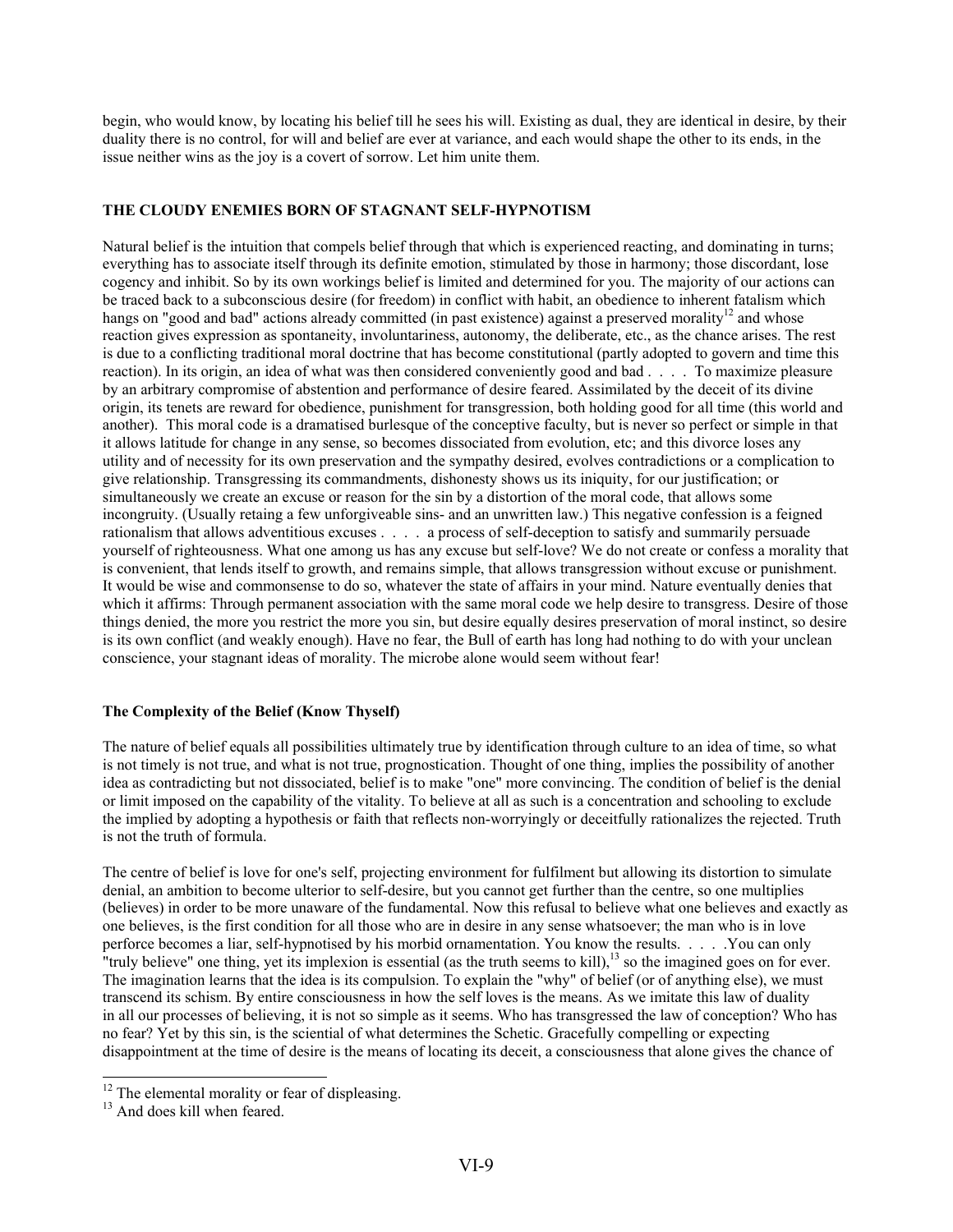begin, who would know, by locating his belief till he sees his will. Existing as dual, they are identical in desire, by their duality there is no control, for will and belief are ever at variance, and each would shape the other to its ends, in the issue neither wins as the joy is a covert of sorrow. Let him unite them.

## THE CLOUDY ENEMIES BORN OF STAGNANT SELF-HYPNOTISM

Natural belief is the intuition that compels belief through that which is experienced reacting, and dominating in turns; everything has to associate itself through its definite emotion, stimulated by those in harmony; those discordant, lose cogency and inhibit. So by its own workings belief is limited and determined for you. The majority of our actions can be traced back to a subconscious desire (for freedom) in conflict with habit, an obedience to inherent fatalism which hangs on "good and bad" actions already committed (in past existence) against a preserved morality[12] and whose reaction gives expression as spontaneity, involuntariness, autonomy, the deliberate, etc., as the chance arises. The rest is due to a conflicting traditional moral doctrine that has become constitutional (partly adopted to govern and time this reaction). In its origin, an idea of what was then considered conveniently good and bad . . . . To maximize pleasure by an arbitrary compromise of abstention and performance of desire feared. Assimilated by the deceit of its divine origin, its tenets are reward for obedience, punishment for transgression, both holding good for all time (this world and another). This moral code is a dramatised burlesque of the conceptive faculty, but is never so perfect or simple in that it allows latitude for change in any sense, so becomes dissociated from evolution, etc; and this divorce loses any utility and of necessity for its own preservation and the sympathy desired, evolves contradictions or a complication to give relationship. Transgressing its commandments, dishonesty shows us its iniquity, for our justification; or simultaneously we create an excuse or reason for the sin by a distortion of the moral code, that allows some incongruity. (Usually retaing a few unforgiveable sins- and an unwritten law.) This negative confession is a feigned rationalism that allows adventitious excuses . . . . a process of self-deception to satisfy and summarily persuade yourself of righteousness. What one among us has any excuse but self-love? We do not create or confess a morality that is convenient, that lends itself to growth, and remains simple, that allows transgression without excuse or punishment. It would be wise and commonsense to do so, whatever the state of affairs in your mind. Nature eventually denies that which it affirms: Through permanent association with the same moral code we help desire to transgress. Desire of those things denied, the more you restrict the more you sin, but desire equally desires preservation of moral instinct, so desire is its own conflict (and weakly enough). Have no fear, the Bull of earth has long had nothing to do with your unclean conscience, your stagnant ideas of morality. The microbe alone would seem without fear!

### The Complexity of the Belief (Know Thyself)

The nature of belief equals all possibilities ultimately true by identification through culture to an idea of time, so what is not timely is not true, and what is not true, prognostication. Thought of one thing, implies the possibility of another idea as contradicting but not dissociated, belief is to make "one" more convincing. The condition of belief is the denial or limit imposed on the capability of the vitality. To believe at all as such is a concentration and schooling to exclude the implied by adopting a hypothesis or faith that reflects non-worryingly or deceitfully rationalizes the rejected. Truth is not the truth of formula.

The centre of belief is love for one's self, projecting environment for fulfilment but allowing its distortion to simulate denial, an ambition to become ulterior to self-desire, but you cannot get further than the centre, so one multiplies (believes) in order to be more unaware of the fundamental. Now this refusal to believe what one believes and exactly as one believes, is the first condition for all those who are in desire in any sense whatsoever; the man who is in love perforce becomes a liar, self-hypnotised by his morbid ornamentation. You know the results. . . . .You can only "truly believe" one thing, yet its implexion is essential (as the truth seems to kill),[13] so the imagined goes on for ever. The imagination learns that the idea is its compulsion. To explain the "why" of belief (or of anything else), we must transcend its schism. By entire consciousness in how the self loves is the means. As we imitate this law of duality in all our processes of believing, it is not so simple as it seems. Who has transgressed the law of conception? Who has no fear? Yet by this sin, is the sciential of what determines the Schetic. Gracefully compelling or expecting disappointment at the time of desire is the means of locating its deceit, a consciousness that alone gives the chance of

---

[12] The elemental morality or fear of displeasing.

[13] And does kill when feared.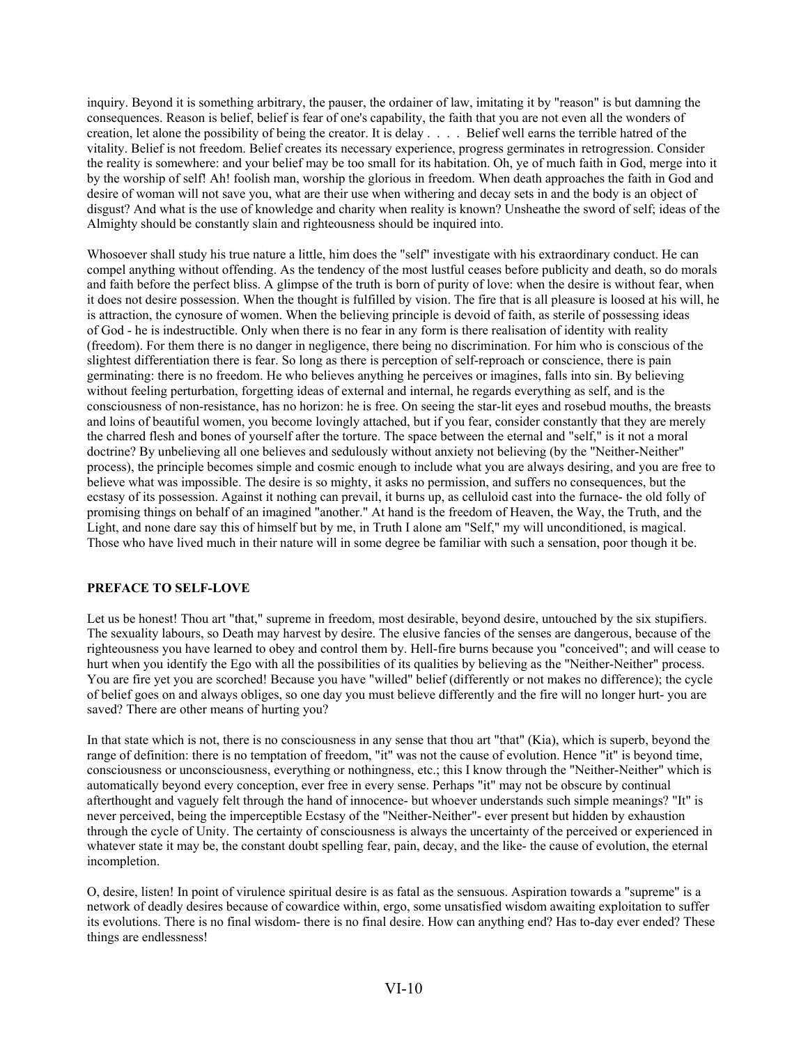inquiry. Beyond it is something arbitrary, the pauser, the ordainer of law, imitating it by "reason" is but damning the consequences. Reason is belief, belief is fear of one's capability, the faith that you are not even all the wonders of creation, let alone the possibility of being the creator. It is delay . . . . Belief well earns the terrible hatred of the vitality. Belief is not freedom. Belief creates its necessary experience, progress germinates in retrogression. Consider the reality is somewhere: and your belief may be too small for its habitation. Oh, ye of much faith in God, merge into it by the worship of self! Ah! foolish man, worship the glorious in freedom. When death approaches the faith in God and desire of woman will not save you, what are their use when withering and decay sets in and the body is an object of disgust? And what is the use of knowledge and charity when reality is known? Unsheathe the sword of self; ideas of the Almighty should be constantly slain and righteousness should be inquired into.

Whosoever shall study his true nature a little, him does the "self" investigate with his extraordinary conduct. He can compel anything without offending. As the tendency of the most lustful ceases before publicity and death, so do morals and faith before the perfect bliss. A glimpse of the truth is born of purity of love: when the desire is without fear, when it does not desire possession. When the thought is fulfilled by vision. The fire that is all pleasure is loosed at his will, he is attraction, the cynosure of women. When the believing principle is devoid of faith, as sterile of possessing ideas of God - he is indestructible. Only when there is no fear in any form is there realisation of identity with reality (freedom). For them there is no danger in negligence, there being no discrimination. For him who is conscious of the slightest differentiation there is fear. So long as there is perception of self-reproach or conscience, there is pain germinating: there is no freedom. He who believes anything he perceives or imagines, falls into sin. By believing without feeling perturbation, forgetting ideas of external and internal, he regards everything as self, and is the consciousness of non-resistance, has no horizon: he is free. On seeing the star-lit eyes and rosebud mouths, the breasts and loins of beautiful women, you become lovingly attached, but if you fear, consider constantly that they are merely the charred flesh and bones of yourself after the torture. The space between the eternal and "self," is it not a moral doctrine? By unbelieving all one believes and sedulously without anxiety not believing (by the "Neither-Neither" process), the principle becomes simple and cosmic enough to include what you are always desiring, and you are free to believe what was impossible. The desire is so mighty, it asks no permission, and suffers no consequences, but the ecstasy of its possession. Against it nothing can prevail, it burns up, as celluloid cast into the furnace- the old folly of promising things on behalf of an imagined "another." At hand is the freedom of Heaven, the Way, the Truth, and the Light, and none dare say this of himself but by me, in Truth I alone am "Self," my will unconditioned, is magical. Those who have lived much in their nature will in some degree be familiar with such a sensation, poor though it be.

## PREFACE TO SELF-LOVE

Let us be honest! Thou art "that," supreme in freedom, most desirable, beyond desire, untouched by the six stupifiers. The sexuality labours, so Death may harvest by desire. The elusive fancies of the senses are dangerous, because of the righteousness you have learned to obey and control them by. Hell-fire burns because you "conceived"; and will cease to hurt when you identify the Ego with all the possibilities of its qualities by believing as the "Neither-Neither" process. You are fire yet you are scorched! Because you have "willed" belief (differently or not makes no difference); the cycle of belief goes on and always obliges, so one day you must believe differently and the fire will no longer hurt- you are saved? There are other means of hurting you?

In that state which is not, there is no consciousness in any sense that thou art "that" (Kia), which is superb, beyond the range of definition: there is no temptation of freedom, "it" was not the cause of evolution. Hence "it" is beyond time, consciousness or unconsciousness, everything or nothingness, etc.; this I know through the "Neither-Neither" which is automatically beyond every conception, ever free in every sense. Perhaps "it" may not be obscure by continual afterthought and vaguely felt through the hand of innocence- but whoever understands such simple meanings? "It" is never perceived, being the imperceptible Ecstasy of the "Neither-Neither"- ever present but hidden by exhaustion through the cycle of Unity. The certainty of consciousness is always the uncertainty of the perceived or experienced in whatever state it may be, the constant doubt spelling fear, pain, decay, and the like- the cause of evolution, the eternal incompletion.

O, desire, listen! In point of virulence spiritual desire is as fatal as the sensuous. Aspiration towards a "supreme" is a network of deadly desires because of cowardice within, ergo, some unsatisfied wisdom awaiting exploitation to suffer its evolutions. There is no final wisdom- there is no final desire. How can anything end? Has to-day ever ended? These things are endlessness!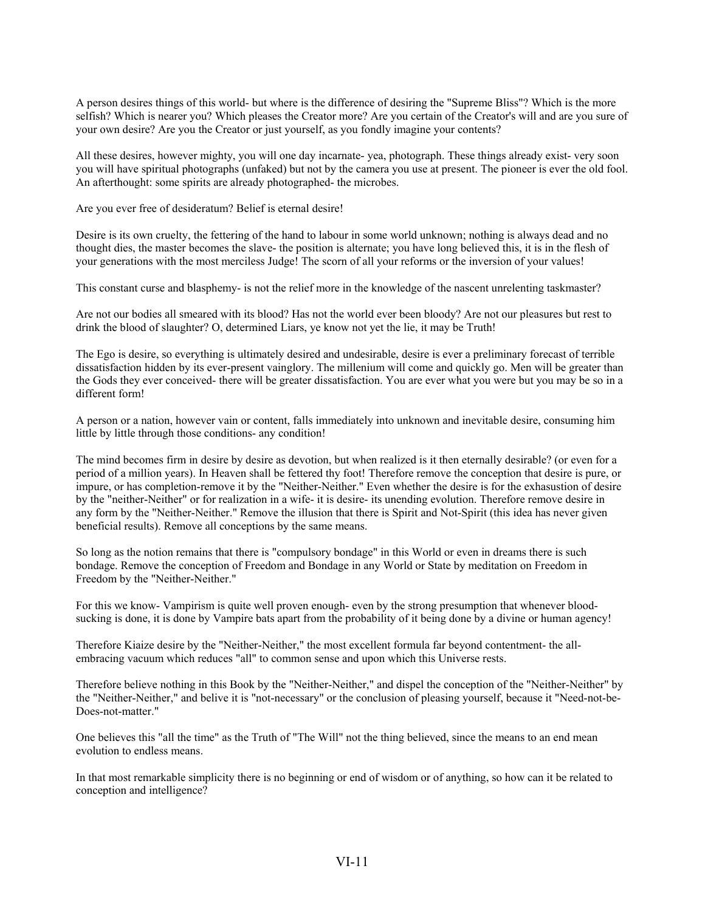A person desires things of this world- but where is the difference of desiring the "Supreme Bliss"? Which is the more selfish? Which is nearer you? Which pleases the Creator more? Are you certain of the Creator's will and are you sure of your own desire? Are you the Creator or just yourself, as you fondly imagine your contents?

All these desires, however mighty, you will one day incarnate- yea, photograph. These things already exist- very soon you will have spiritual photographs (unfaked) but not by the camera you use at present. The pioneer is ever the old fool. An afterthought: some spirits are already photographed- the microbes.

Are you ever free of desideratum? Belief is eternal desire!

Desire is its own cruelty, the fettering of the hand to labour in some world unknown; nothing is always dead and no thought dies, the master becomes the slave- the position is alternate; you have long believed this, it is in the flesh of your generations with the most merciless Judge! The scorn of all your reforms or the inversion of your values!

This constant curse and blasphemy- is not the relief more in the knowledge of the nascent unrelenting taskmaster?

Are not our bodies all smeared with its blood? Has not the world ever been bloody? Are not our pleasures but rest to drink the blood of slaughter? O, determined Liars, ye know not yet the lie, it may be Truth!

The Ego is desire, so everything is ultimately desired and undesirable, desire is ever a preliminary forecast of terrible dissatisfaction hidden by its ever-present vainglory. The millenium will come and quickly go. Men will be greater than the Gods they ever conceived- there will be greater dissatisfaction. You are ever what you were but you may be so in a different form!

A person or a nation, however vain or content, falls immediately into unknown and inevitable desire, consuming him little by little through those conditions- any condition!

The mind becomes firm in desire by desire as devotion, but when realized is it then eternally desirable? (or even for a period of a million years). In Heaven shall be fettered thy foot! Therefore remove the conception that desire is pure, or impure, or has completion-remove it by the "Neither-Neither." Even whether the desire is for the exhasustion of desire by the "neither-Neither" or for realization in a wife- it is desire- its unending evolution. Therefore remove desire in any form by the "Neither-Neither." Remove the illusion that there is Spirit and Not-Spirit (this idea has never given beneficial results). Remove all conceptions by the same means.

So long as the notion remains that there is "compulsory bondage" in this World or even in dreams there is such bondage. Remove the conception of Freedom and Bondage in any World or State by meditation on Freedom in Freedom by the "Neither-Neither."

For this we know- Vampirism is quite well proven enough- even by the strong presumption that whenever blood-sucking is done, it is done by Vampire bats apart from the probability of it being done by a divine or human agency!

Therefore Kiaize desire by the "Neither-Neither," the most excellent formula far beyond contentment- the all-embracing vacuum which reduces "all" to common sense and upon which this Universe rests.

Therefore believe nothing in this Book by the "Neither-Neither," and dispel the conception of the "Neither-Neither" by the "Neither-Neither," and belive it is "not-necessary" or the conclusion of pleasing yourself, because it "Need-not-be-Does-not-matter."

One believes this "all the time" as the Truth of "The Will" not the thing believed, since the means to an end mean evolution to endless means.

In that most remarkable simplicity there is no beginning or end of wisdom or of anything, so how can it be related to conception and intelligence?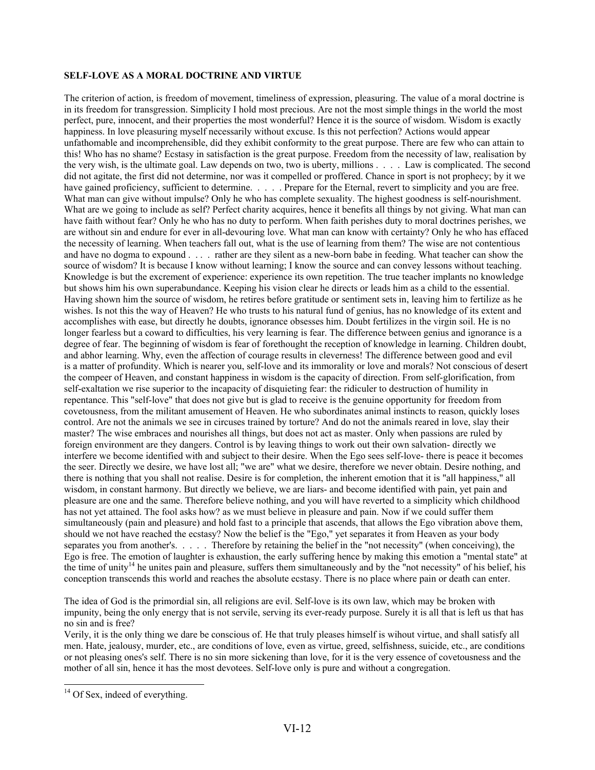**SELF-LOVE AS A MORAL DOCTRINE AND VIRTUE**

The criterion of action, is freedom of movement, timeliness of expression, pleasuring. The value of a moral doctrine is in its freedom for transgression. Simplicity I hold most precious. Are not the most simple things in the world the most perfect, pure, innocent, and their properties the most wonderful? Hence it is the source of wisdom. Wisdom is exactly happiness. In love pleasuring myself necessarily without excuse. Is this not perfection? Actions would appear unfathomable and incomprehensible, did they exhibit conformity to the great purpose. There are few who can attain to this! Who has no shame? Ecstasy in satisfaction is the great purpose. Freedom from the necessity of law, realisation by the very wish, is the ultimate goal. Law depends on two, two is uberty, millions . . . . Law is complicated. The second did not agitate, the first did not determine, nor was it compelled or proffered. Chance in sport is not prophecy; by it we have gained proficiency, sufficient to determine. . . . . Prepare for the Eternal, revert to simplicity and you are free. What man can give without impulse? Only he who has complete sexuality. The highest goodness is self-nourishment. What are we going to include as self? Perfect charity acquires, hence it benefits all things by not giving. What man can have faith without fear? Only he who has no duty to perform. When faith perishes duty to moral doctrines perishes, we are without sin and endure for ever in all-devouring love. What man can know with certainty? Only he who has effaced the necessity of learning. When teachers fall out, what is the use of learning from them? The wise are not contentious and have no dogma to expound . . . rather are they silent as a new-born babe in feeding. What teacher can show the source of wisdom? It is because I know without learning; I know the source and can convey lessons without teaching. Knowledge is but the excrement of experience: experience its own repetition. The true teacher implants no knowledge but shows him his own superabundance. Keeping his vision clear he directs or leads him as a child to the essential. Having shown him the source of wisdom, he retires before gratitude or sentiment sets in, leaving him to fertilize as he wishes. Is not this the way of Heaven? He who trusts to his natural fund of genius, has no knowledge of its extent and accomplishes with ease, but directly he doubts, ignorance obsesses him. Doubt fertilizes in the virgin soil. He is no longer fearless but a coward to difficulties, his very learning is fear. The difference between genius and ignorance is a degree of fear. The beginning of wisdom is fear of forethought the reception of knowledge in learning. Children doubt, and abhor learning. Why, even the affection of courage results in cleverness! The difference between good and evil is a matter of profundity. Which is nearer you, self-love and its immorality or love and morals? Not conscious of desert the compeer of Heaven, and constant happiness in wisdom is the capacity of direction. From self-glorification, from self-exaltation we rise superior to the incapacity of disquieting fear: the ridiculer to destruction of humility in repentance. This "self-love" that does not give but is glad to receive is the genuine opportunity for freedom from covetousness, from the militant amusement of Heaven. He who subordinates animal instincts to reason, quickly loses control. Are not the animals we see in circuses trained by torture? And do not the animals reared in love, slay their master? The wise embraces and nourishes all things, but does not act as master. Only when passions are ruled by foreign environment are they dangers. Control is by leaving things to work out their own salvation- directly we interfere we become identified with and subject to their desire. When the Ego sees self-love- there is peace it becomes the seer. Directly we desire, we have lost all; "we are" what we desire, therefore we never obtain. Desire nothing, and there is nothing that you shall not realise. Desire is for completion, the inherent emotion that it is "all happiness," all wisdom, in constant harmony. But directly we believe, we are liars- and become identified with pain, yet pain and pleasure are one and the same. Therefore believe nothing, and you will have reverted to a simplicity which childhood has not yet attained. The fool asks how? as we must believe in pleasure and pain. Now if we could suffer them simultaneously (pain and pleasure) and hold fast to a principle that ascends, that allows the Ego vibration above them, should we not have reached the ecstasy? Now the belief is the "Ego," yet separates it from Heaven as your body separates you from another's. . . . . Therefore by retaining the belief in the "not necessity" (when conceiving), the Ego is free. The emotion of laughter is exhaustion, the early suffering hence by making this emotion a "mental state" at the time of unity[14] he unites pain and pleasure, suffers them simultaneously and by the "not necessity" of his belief, his conception transcends this world and reaches the absolute ecstasy. There is no place where pain or death can enter.

The idea of God is the primordial sin, all religions are evil. Self-love is its own law, which may be broken with impunity, being the only energy that is not servile, serving its ever-ready purpose. Surely it is all that is left us that has no sin and is free?

Verily, it is the only thing we dare be conscious of. He that truly pleases himself is wihout virtue, and shall satisfy all men. Hate, jealousy, murder, etc., are conditions of love, even as virtue, greed, selfishness, suicide, etc., are conditions or not pleasing ones's self. There is no sin more sickening than love, for it is the very essence of covetousness and the mother of all sin, hence it has the most devotees. Self-love only is pure and without a congregation.

[14] Of Sex, indeed of everything.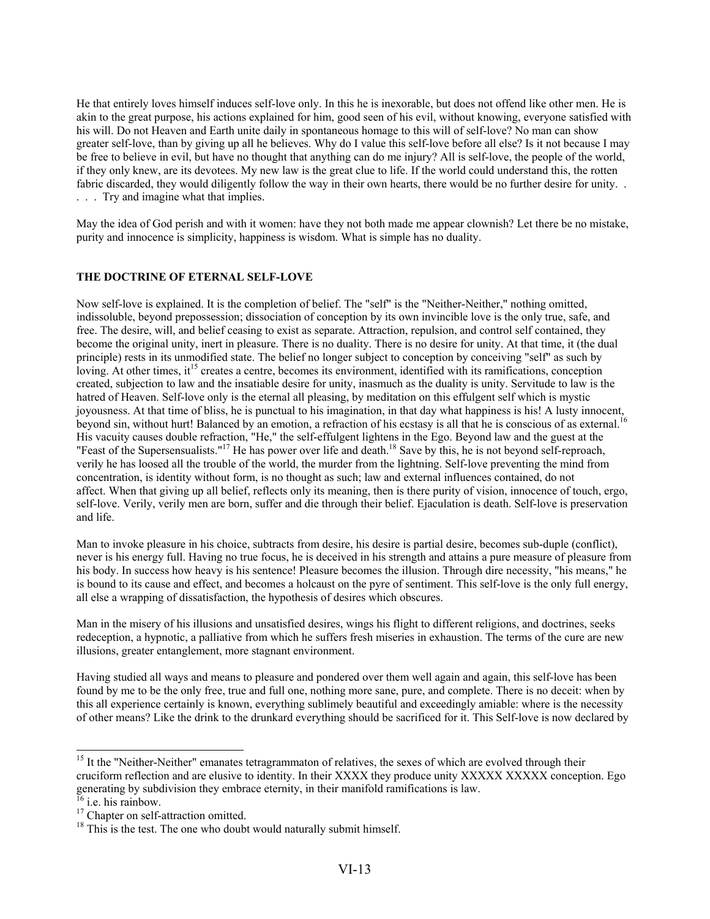He that entirely loves himself induces self-love only. In this he is inexorable, but does not offend like other men. He is akin to the great purpose, his actions explained for him, good seen of his evil, without knowing, everyone satisfied with his will. Do not Heaven and Earth unite daily in spontaneous homage to this will of self-love? No man can show greater self-love, than by giving up all he believes. Why do I value this self-love before all else? Is it not because I may be free to believe in evil, but have no thought that anything can do me injury? All is self-love, the people of the world, if they only knew, are its devotees. My new law is the great clue to life. If the world could understand this, the rotten fabric discarded, they would diligently follow the way in their own hearts, there would be no further desire for unity. . . . . . Try and imagine what that implies.

May the idea of God perish and with it women: have they not both made me appear clownish? Let there be no mistake, purity and innocence is simplicity, happiness is wisdom. What is simple has no duality.

## THE DOCTRINE OF ETERNAL SELF-LOVE

Now self-love is explained. It is the completion of belief. The "self" is the "Neither-Neither," nothing omitted, indissoluble, beyond prepossession; dissociation of conception by its own invincible love is the only true, safe, and free. The desire, will, and belief ceasing to exist as separate. Attraction, repulsion, and control self contained, they become the original unity, inert in pleasure. There is no duality. There is no desire for unity. At that time, it (the dual principle) rests in its unmodified state. The belief no longer subject to conception by conceiving "self" as such by loving. At other times, it[15] creates a centre, becomes its environment, identified with its ramifications, conception created, subjection to law and the insatiable desire for unity, inasmuch as the duality is unity. Servitude to law is the hatred of Heaven. Self-love only is the eternal all pleasing, by meditation on this effulgent self which is mystic joyousness. At that time of bliss, he is punctual to his imagination, in that day what happiness is his! A lusty innocent, beyond sin, without hurt! Balanced by an emotion, a refraction of his ecstasy is all that he is conscious of as external.[16] His vacuity causes double refraction, "He," the self-effulgent lightens in the Ego. Beyond law and the guest at the "Feast of the Supersensualists."[17] He has power over life and death.[18] Save by this, he is not beyond self-reproach, verily he has loosed all the trouble of the world, the murder from the lightning. Self-love preventing the mind from concentration, is identity without form, is no thought as such; law and external influences contained, do not affect. When that giving up all belief, reflects only its meaning, then is there purity of vision, innocence of touch, ergo, self-love. Verily, verily men are born, suffer and die through their belief. Ejaculation is death. Self-love is preservation and life.

Man to invoke pleasure in his choice, subtracts from desire, his desire is partial desire, becomes sub-duple (conflict), never is his energy full. Having no true focus, he is deceived in his strength and attains a pure measure of pleasure from his body. In success how heavy is his sentence! Pleasure becomes the illusion. Through dire necessity, "his means," he is bound to its cause and effect, and becomes a holcaust on the pyre of sentiment. This self-love is the only full energy, all else a wrapping of dissatisfaction, the hypothesis of desires which obscures.

Man in the misery of his illusions and unsatisfied desires, wings his flight to different religions, and doctrines, seeks redeception, a hypnotic, a palliative from which he suffers fresh miseries in exhaustion. The terms of the cure are new illusions, greater entanglement, more stagnant environment.

Having studied all ways and means to pleasure and pondered over them well again and again, this self-love has been found by me to be the only free, true and full one, nothing more sane, pure, and complete. There is no deceit: when by this all experience certainly is known, everything sublimely beautiful and exceedingly amiable: where is the necessity of other means? Like the drink to the drunkard everything should be sacrificed for it. This Self-love is now declared by

---

[15] It the "Neither-Neither" emanates tetragrammaton of relatives, the sexes of which are evolved through their cruciform reflection and are elusive to identity. In their XXXX they produce unity XXXXX XXXXX conception. Ego generating by subdivision they embrace eternity, in their manifold ramifications is law.

[16] i.e. his rainbow.

[17] Chapter on self-attraction omitted.

[18] This is the test. The one who doubt would naturally submit himself.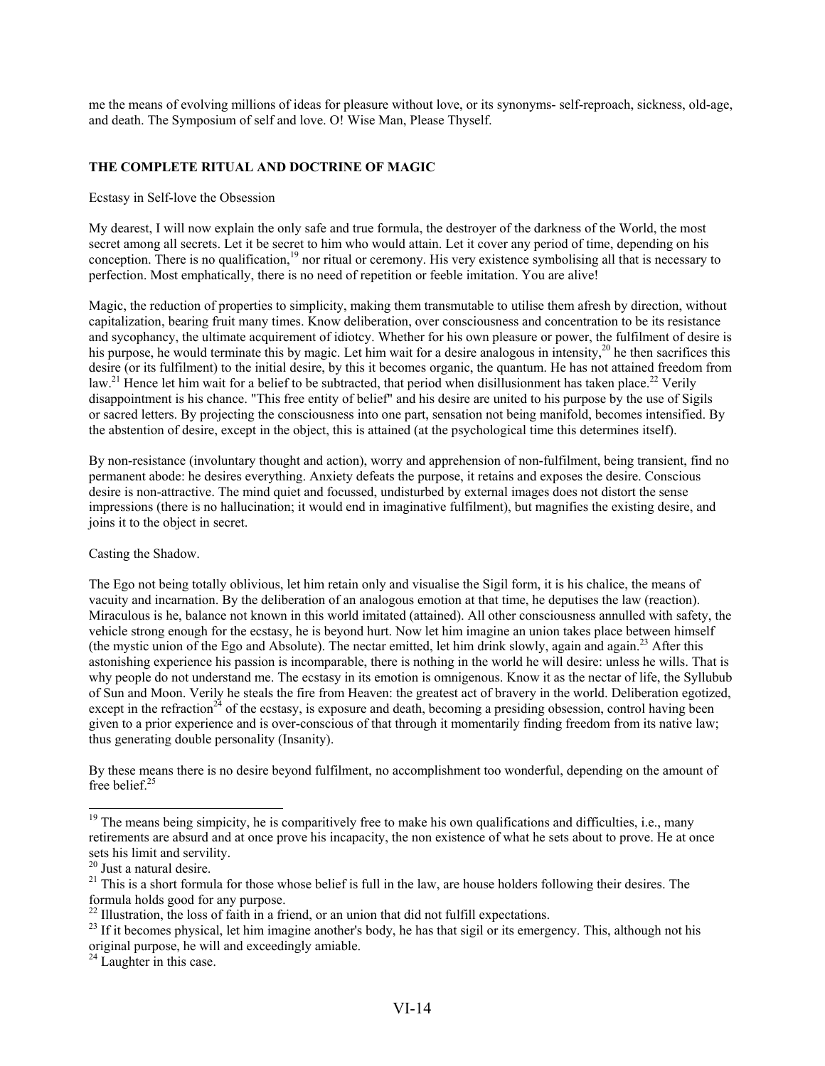me the means of evolving millions of ideas for pleasure without love, or its synonyms- self-reproach, sickness, old-age, and death. The Symposium of self and love. O! Wise Man, Please Thyself.

## THE COMPLETE RITUAL AND DOCTRINE OF MAGIC

Ecstasy in Self-love the Obsession

My dearest, I will now explain the only safe and true formula, the destroyer of the darkness of the World, the most secret among all secrets. Let it be secret to him who would attain. Let it cover any period of time, depending on his conception. There is no qualification,[19] nor ritual or ceremony. His very existence symbolising all that is necessary to perfection. Most emphatically, there is no need of repetition or feeble imitation. You are alive!

Magic, the reduction of properties to simplicity, making them transmutable to utilise them afresh by direction, without capitalization, bearing fruit many times. Know deliberation, over consciousness and concentration to be its resistance and sycophancy, the ultimate acquirement of idiotcy. Whether for his own pleasure or power, the fulfilment of desire is his purpose, he would terminate this by magic. Let him wait for a desire analogous in intensity,[20] he then sacrifices this desire (or its fulfilment) to the initial desire, by this it becomes organic, the quantum. He has not attained freedom from law.[21] Hence let him wait for a belief to be subtracted, that period when disillusionment has taken place.[22] Verily disappointment is his chance. "This free entity of belief" and his desire are united to his purpose by the use of Sigils or sacred letters. By projecting the consciousness into one part, sensation not being manifold, becomes intensified. By the abstention of desire, except in the object, this is attained (at the psychological time this determines itself).

By non-resistance (involuntary thought and action), worry and apprehension of non-fulfilment, being transient, find no permanent abode: he desires everything. Anxiety defeats the purpose, it retains and exposes the desire. Conscious desire is non-attractive. The mind quiet and focussed, undisturbed by external images does not distort the sense impressions (there is no hallucination; it would end in imaginative fulfilment), but magnifies the existing desire, and joins it to the object in secret.

Casting the Shadow.

The Ego not being totally oblivious, let him retain only and visualise the Sigil form, it is his chalice, the means of vacuity and incarnation. By the deliberation of an analogous emotion at that time, he deputises the law (reaction). Miraculous is he, balance not known in this world imitated (attained). All other consciousness annulled with safety, the vehicle strong enough for the ecstasy, he is beyond hurt. Now let him imagine an union takes place between himself (the mystic union of the Ego and Absolute). The nectar emitted, let him drink slowly, again and again.[23] After this astonishing experience his passion is incomparable, there is nothing in the world he will desire: unless he wills. That is why people do not understand me. The ecstasy in its emotion is omnigenous. Know it as the nectar of life, the Syllubub of Sun and Moon. Verily he steals the fire from Heaven: the greatest act of bravery in the world. Deliberation egotized, except in the refraction[24] of the ecstasy, is exposure and death, becoming a presiding obsession, control having been given to a prior experience and is over-conscious of that through it momentarily finding freedom from its native law; thus generating double personality (Insanity).

By these means there is no desire beyond fulfilment, no accomplishment too wonderful, depending on the amount of free belief.[25]

---

[19] The means being simpicity, he is comparitively free to make his own qualifications and difficulties, i.e., many retirements are absurd and at once prove his incapacity, the non existence of what he sets about to prove. He at once sets his limit and servility.

[20] Just a natural desire.

[21] This is a short formula for those whose belief is full in the law, are house holders following their desires. The formula holds good for any purpose.

[22] Illustration, the loss of faith in a friend, or an union that did not fulfill expectations.

[23] If it becomes physical, let him imagine another's body, he has that sigil or its emergency. This, although not his original purpose, he will and exceedingly amiable.

[24] Laughter in this case.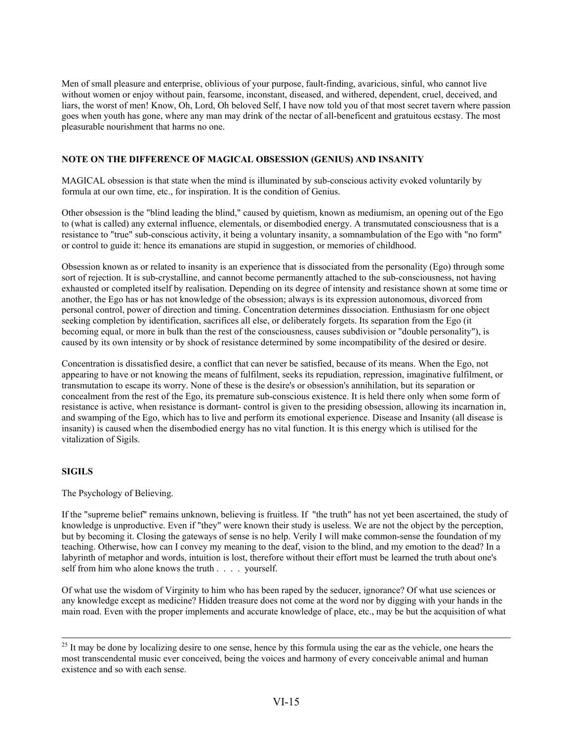Men of small pleasure and enterprise, oblivious of your purpose, fault-finding, avaricious, sinful, who cannot live without women or enjoy without pain, fearsome, inconstant, diseased, and withered, dependent, cruel, deceived, and liars, the worst of men! Know, Oh, Lord, Oh beloved Self, I have now told you of that most secret tavern where passion goes when youth has gone, where any man may drink of the nectar of all-beneficent and gratuitous ecstasy. The most pleasurable nourishment that harms no one.

### NOTE ON THE DIFFERENCE OF MAGICAL OBSESSION (GENIUS) AND INSANITY

MAGICAL obsession is that state when the mind is illuminated by sub-conscious activity evoked voluntarily by formula at our own time, etc., for inspiration. It is the condition of Genius.

Other obsession is the "blind leading the blind," caused by quietism, known as mediumism, an opening out of the Ego to (what is called) any external influence, elementals, or disembodied energy. A transmutated consciousness that is a resistance to "true" sub-conscious activity, it being a voluntary insanity, a somnambulation of the Ego with "no form" or control to guide it: hence its emanations are stupid in suggestion, or memories of childhood.

Obsession known as or related to insanity is an experience that is dissociated from the personality (Ego) through some sort of rejection. It is sub-crystalline, and cannot become permanently attached to the sub-consciousness, not having exhausted or completed itself by realisation. Depending on its degree of intensity and resistance shown at some time or another, the Ego has or has not knowledge of the obsession; always is its expression autonomous, divorced from personal control, power of direction and timing. Concentration determines dissociation. Enthusiasm for one object seeking completion by identification, sacrifices all else, or deliberately forgets. Its separation from the Ego (it becoming equal, or more in bulk than the rest of the consciousness, causes subdivision or "double personality"), is caused by its own intensity or by shock of resistance determined by some incompatibility of the desired or desire.

Concentration is dissatisfied desire, a conflict that can never be satisfied, because of its means. When the Ego, not appearing to have or not knowing the means of fulfilment, seeks its repudiation, repression, imaginative fulfilment, or transmutation to escape its worry. None of these is the desire's or obsession's annihilation, but its separation or concealment from the rest of the Ego, its premature sub-conscious existence. It is held there only when some form of resistance is active, when resistance is dormant- control is given to the presiding obsession, allowing its incarnation in, and swamping of the Ego, which has to live and perform its emotional experience. Disease and Insanity (all disease is insanity) is caused when the disembodied energy has no vital function. It is this energy which is utilised for the vitalization of Sigils.

### SIGILS

The Psychology of Believing.

If the "supreme belief" remains unknown, believing is fruitless. If "the truth" has not yet been ascertained, the study of knowledge is unproductive. Even if "they" were known their study is useless. We are not the object by the perception, but by becoming it. Closing the gateways of sense is no help. Verily I will make common-sense the foundation of my teaching. Otherwise, how can I convey my meaning to the deaf, vision to the blind, and my emotion to the dead? In a labyrinth of metaphor and words, intuition is lost, therefore without their effort must be learned the truth about one's self from him who alone knows the truth . . . . yourself.

Of what use the wisdom of Virginity to him who has been raped by the seducer, ignorance? Of what use sciences or any knowledge except as medicine? Hidden treasure does not come at the word nor by digging with your hands in the main road. Even with the proper implements and accurate knowledge of place, etc., may be but the acquisition of what

---

[25] It may be done by localizing desire to one sense, hence by this formula using the ear as the vehicle, one hears the most transcendental music ever conceived, being the voices and harmony of every conceivable animal and human existence and so with each sense.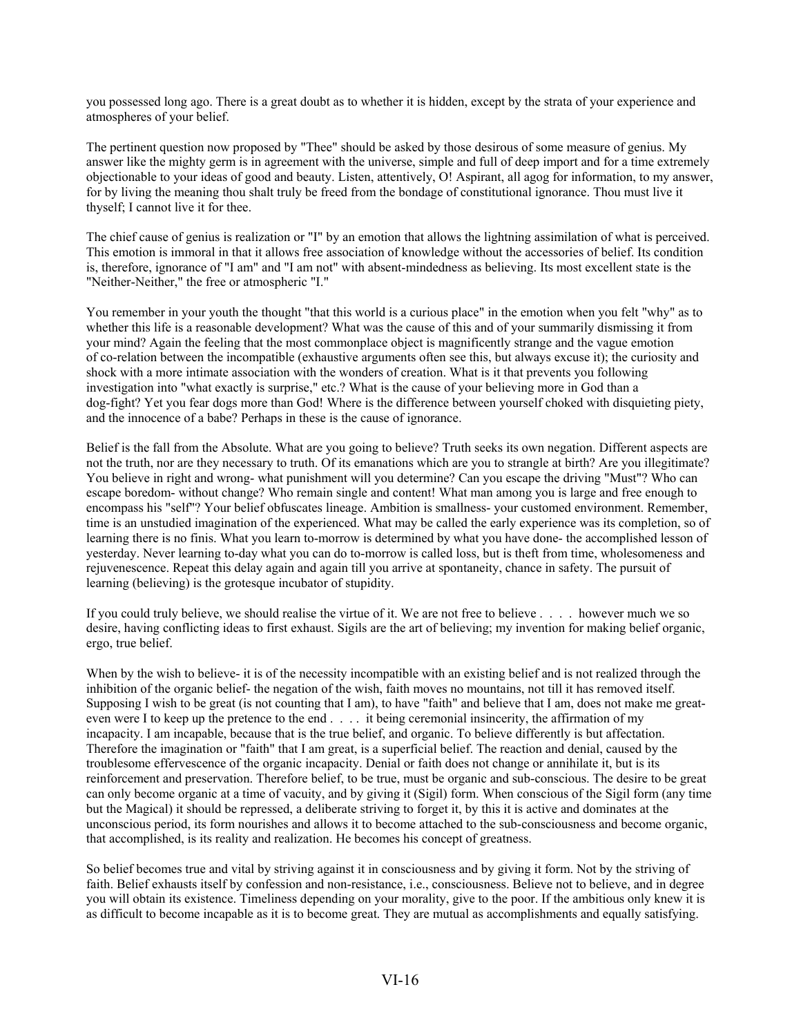you possessed long ago. There is a great doubt as to whether it is hidden, except by the strata of your experience and atmospheres of your belief.

The pertinent question now proposed by "Thee" should be asked by those desirous of some measure of genius. My answer like the mighty germ is in agreement with the universe, simple and full of deep import and for a time extremely objectionable to your ideas of good and beauty. Listen, attentively, O! Aspirant, all agog for information, to my answer, for by living the meaning thou shalt truly be freed from the bondage of constitutional ignorance. Thou must live it thyself; I cannot live it for thee.

The chief cause of genius is realization or "I" by an emotion that allows the lightning assimilation of what is perceived. This emotion is immoral in that it allows free association of knowledge without the accessories of belief. Its condition is, therefore, ignorance of "I am" and "I am not" with absent-mindedness as believing. Its most excellent state is the "Neither-Neither," the free or atmospheric "I."

You remember in your youth the thought "that this world is a curious place" in the emotion when you felt "why" as to whether this life is a reasonable development? What was the cause of this and of your summarily dismissing it from your mind? Again the feeling that the most commonplace object is magnificently strange and the vague emotion of co-relation between the incompatible (exhaustive arguments often see this, but always excuse it); the curiosity and shock with a more intimate association with the wonders of creation. What is it that prevents you following investigation into "what exactly is surprise," etc.? What is the cause of your believing more in God than a dog-fight? Yet you fear dogs more than God! Where is the difference between yourself choked with disquieting piety, and the innocence of a babe? Perhaps in these is the cause of ignorance.

Belief is the fall from the Absolute. What are you going to believe? Truth seeks its own negation. Different aspects are not the truth, nor are they necessary to truth. Of its emanations which are you to strangle at birth? Are you illegitimate? You believe in right and wrong- what punishment will you determine? Can you escape the driving "Must"? Who can escape boredom- without change? Who remain single and content! What man among you is large and free enough to encompass his "self"? Your belief obfuscates lineage. Ambition is smallness- your customed environment. Remember, time is an unstudied imagination of the experienced. What may be called the early experience was its completion, so of learning there is no finis. What you learn to-morrow is determined by what you have done- the accomplished lesson of yesterday. Never learning to-day what you can do to-morrow is called loss, but is theft from time, wholesomeness and rejuvenescence. Repeat this delay again and again till you arrive at spontaneity, chance in safety. The pursuit of learning (believing) is the grotesque incubator of stupidity.

If you could truly believe, we should realise the virtue of it. We are not free to believe . . . . however much we so desire, having conflicting ideas to first exhaust. Sigils are the art of believing; my invention for making belief organic, ergo, true belief.

When by the wish to believe- it is of the necessity incompatible with an existing belief and is not realized through the inhibition of the organic belief- the negation of the wish, faith moves no mountains, not till it has removed itself. Supposing I wish to be great (is not counting that I am), to have "faith" and believe that I am, does not make me great- even were I to keep up the pretence to the end . . . . it being ceremonial insincerity, the affirmation of my incapacity. I am incapable, because that is the true belief, and organic. To believe differently is but affectation. Therefore the imagination or "faith" that I am great, is a superficial belief. The reaction and denial, caused by the troublesome effervescence of the organic incapacity. Denial or faith does not change or annihilate it, but is its reinforcement and preservation. Therefore belief, to be true, must be organic and sub-conscious. The desire to be great can only become organic at a time of vacuity, and by giving it (Sigil) form. When conscious of the Sigil form (any time but the Magical) it should be repressed, a deliberate striving to forget it, by this it is active and dominates at the unconscious period, its form nourishes and allows it to become attached to the sub-consciousness and become organic, that accomplished, is its reality and realization. He becomes his concept of greatness.

So belief becomes true and vital by striving against it in consciousness and by giving it form. Not by the striving of faith. Belief exhausts itself by confession and non-resistance, i.e., consciousness. Believe not to believe, and in degree you will obtain its existence. Timeliness depending on your morality, give to the poor. If the ambitious only knew it is as difficult to become incapable as it is to become great. They are mutual as accomplishments and equally satisfying.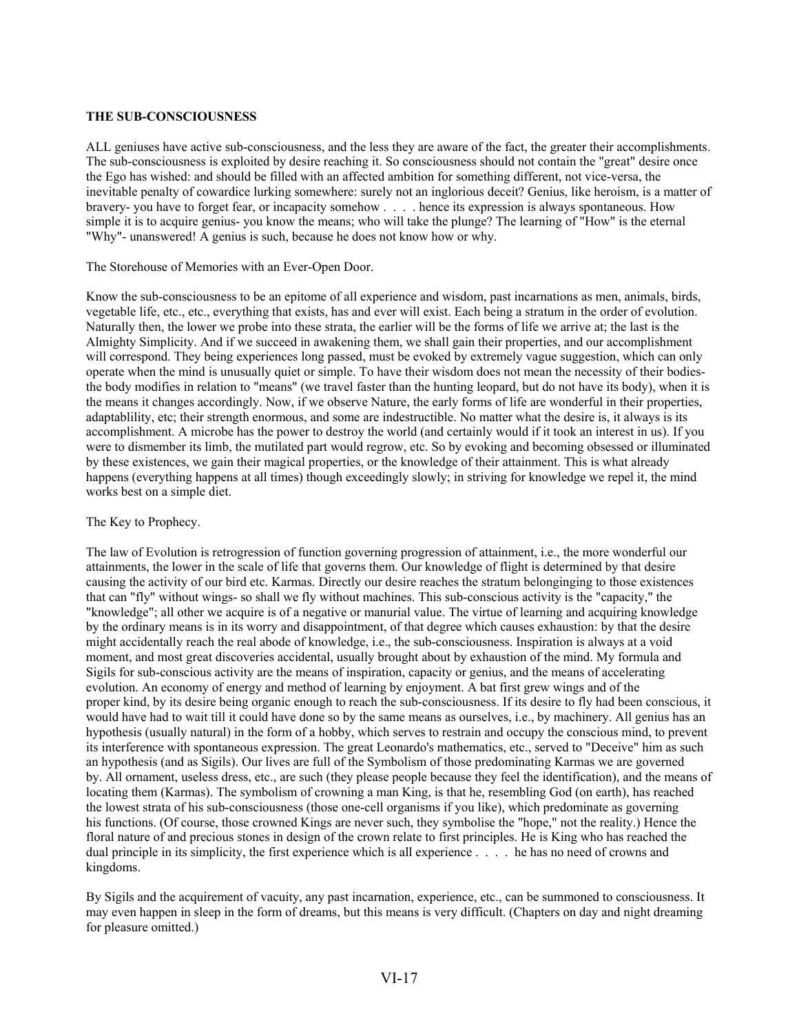## THE SUB-CONSCIOUSNESS

ALL geniuses have active sub-consciousness, and the less they are aware of the fact, the greater their accomplishments. The sub-consciousness is exploited by desire reaching it. So consciousness should not contain the "great" desire once the Ego has wished: and should be filled with an affected ambition for something different, not vice-versa, the inevitable penalty of cowardice lurking somewhere: surely not an inglorious deceit? Genius, like heroism, is a matter of bravery- you have to forget fear, or incapacity somehow . . . . hence its expression is always spontaneous. How simple it is to acquire genius- you know the means; who will take the plunge? The learning of "How" is the eternal "Why"- unanswered! A genius is such, because he does not know how or why.

The Storehouse of Memories with an Ever-Open Door.

Know the sub-consciousness to be an epitome of all experience and wisdom, past incarnations as men, animals, birds, vegetable life, etc., etc., everything that exists, has and ever will exist. Each being a stratum in the order of evolution. Naturally then, the lower we probe into these strata, the earlier will be the forms of life we arrive at; the last is the Almighty Simplicity. And if we succeed in awakening them, we shall gain their properties, and our accomplishment will correspond. They being experiences long passed, must be evoked by extremely vague suggestion, which can only operate when the mind is unusually quiet or simple. To have their wisdom does not mean the necessity of their bodies- the body modifies in relation to "means" (we travel faster than the hunting leopard, but do not have its body), when it is the means it changes accordingly. Now, if we observe Nature, the early forms of life are wonderful in their properties, adaptablility, etc; their strength enormous, and some are indestructible. No matter what the desire is, it always is its accomplishment. A microbe has the power to destroy the world (and certainly would if it took an interest in us). If you were to dismember its limb, the mutilated part would regrow, etc. So by evoking and becoming obsessed or illuminated by these existences, we gain their magical properties, or the knowledge of their attainment. This is what already happens (everything happens at all times) though exceedingly slowly; in striving for knowledge we repel it, the mind works best on a simple diet.

The Key to Prophecy.

The law of Evolution is retrogression of function governing progression of attainment, i.e., the more wonderful our attainments, the lower in the scale of life that governs them. Our knowledge of flight is determined by that desire causing the activity of our bird etc. Karmas. Directly our desire reaches the stratum belonginging to those existences that can "fly" without wings- so shall we fly without machines. This sub-conscious activity is the "capacity," the "knowledge"; all other we acquire is of a negative or manurial value. The virtue of learning and acquiring knowledge by the ordinary means is in its worry and disappointment, of that degree which causes exhaustion: by that the desire might accidentally reach the real abode of knowledge, i.e., the sub-consciousness. Inspiration is always at a void moment, and most great discoveries accidental, usually brought about by exhaustion of the mind. My formula and Sigils for sub-conscious activity are the means of inspiration, capacity or genius, and the means of accelerating evolution. An economy of energy and method of learning by enjoyment. A bat first grew wings and of the proper kind, by its desire being organic enough to reach the sub-consciousness. If its desire to fly had been conscious, it would have had to wait till it could have done so by the same means as ourselves, i.e., by machinery. All genius has an hypothesis (usually natural) in the form of a hobby, which serves to restrain and occupy the conscious mind, to prevent its interference with spontaneous expression. The great Leonardo's mathematics, etc., served to "Deceive" him as such an hypothesis (and as Sigils). Our lives are full of the Symbolism of those predominating Karmas we are governed by. All ornament, useless dress, etc., are such (they please people because they feel the identification), and the means of locating them (Karmas). The symbolism of crowning a man King, is that he, resembling God (on earth), has reached the lowest strata of his sub-consciousness (those one-cell organisms if you like), which predominate as governing his functions. (Of course, those crowned Kings are never such, they symbolise the "hope," not the reality.) Hence the floral nature of and precious stones in design of the crown relate to first principles. He is King who has reached the dual principle in its simplicity, the first experience which is all experience . . . . he has no need of crowns and kingdoms.

By Sigils and the acquirement of vacuity, any past incarnation, experience, etc., can be summoned to consciousness. It may even happen in sleep in the form of dreams, but this means is very difficult. (Chapters on day and night dreaming for pleasure omitted.)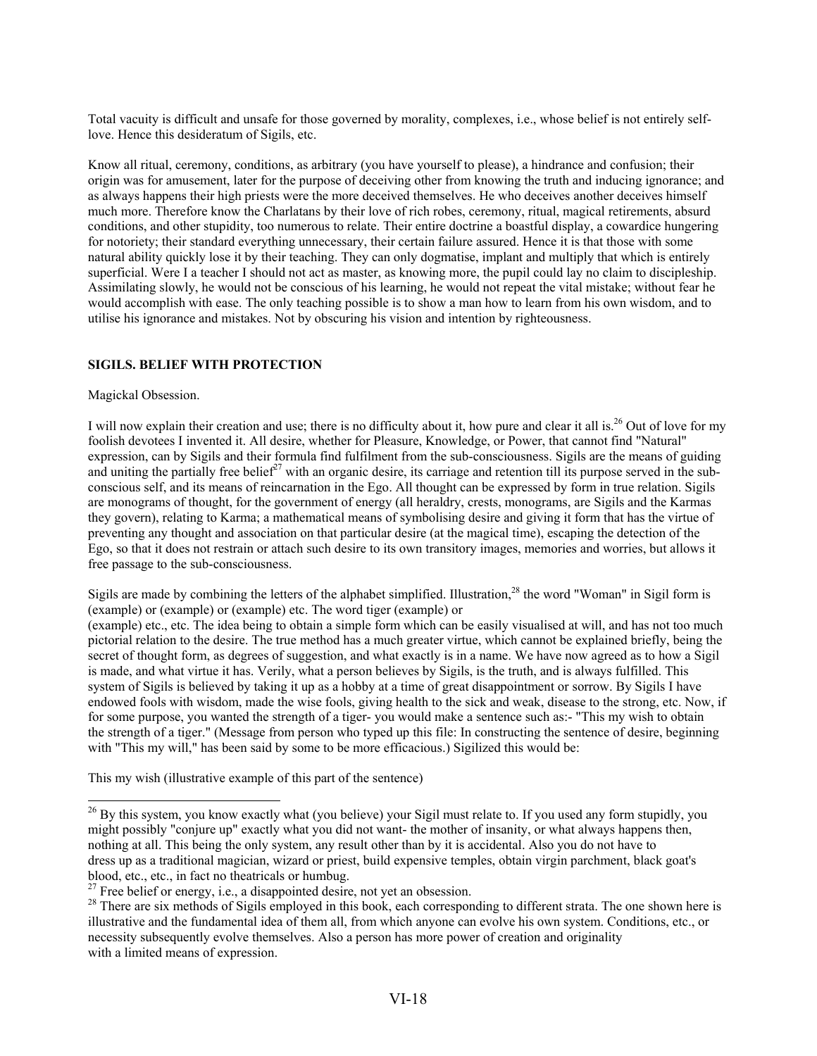Total vacuity is difficult and unsafe for those governed by morality, complexes, i.e., whose belief is not entirely self-love. Hence this desideratum of Sigils, etc.

Know all ritual, ceremony, conditions, as arbitrary (you have yourself to please), a hindrance and confusion; their origin was for amusement, later for the purpose of deceiving other from knowing the truth and inducing ignorance; and as always happens their high priests were the more deceived themselves. He who deceives another deceives himself much more. Therefore know the Charlatans by their love of rich robes, ceremony, ritual, magical retirements, absurd conditions, and other stupidity, too numerous to relate. Their entire doctrine a boastful display, a cowardice hungering for notoriety; their standard everything unnecessary, their certain failure assured. Hence it is that those with some natural ability quickly lose it by their teaching. They can only dogmatise, implant and multiply that which is entirely superficial. Were I a teacher I should not act as master, as knowing more, the pupil could lay no claim to discipleship. Assimilating slowly, he would not be conscious of his learning, he would not repeat the vital mistake; without fear he would accomplish with ease. The only teaching possible is to show a man how to learn from his own wisdom, and to utilise his ignorance and mistakes. Not by obscuring his vision and intention by righteousness.

**SIGILS. BELIEF WITH PROTECTION**

Magickal Obsession.

I will now explain their creation and use; there is no difficulty about it, how pure and clear it all is.[26] Out of love for my foolish devotees I invented it. All desire, whether for Pleasure, Knowledge, or Power, that cannot find "Natural" expression, can by Sigils and their formula find fulfilment from the sub-consciousness. Sigils are the means of guiding and uniting the partially free belief[27] with an organic desire, its carriage and retention till its purpose served in the sub-conscious self, and its means of reincarnation in the Ego. All thought can be expressed by form in true relation. Sigils are monograms of thought, for the government of energy (all heraldry, crests, monograms, are Sigils and the Karmas they govern), relating to Karma; a mathematical means of symbolising desire and giving it form that has the virtue of preventing any thought and association on that particular desire (at the magical time), escaping the detection of the Ego, so that it does not restrain or attach such desire to its own transitory images, memories and worries, but allows it free passage to the sub-consciousness.

Sigils are made by combining the letters of the alphabet simplified. Illustration,[28] the word "Woman" in Sigil form is (example) or (example) or (example) etc. The word tiger (example) or
(example) etc., etc. The idea being to obtain a simple form which can be easily visualised at will, and has not too much pictorial relation to the desire. The true method has a much greater virtue, which cannot be explained briefly, being the secret of thought form, as degrees of suggestion, and what exactly is in a name. We have now agreed as to how a Sigil is made, and what virtue it has. Verily, what a person believes by Sigils, is the truth, and is always fulfilled. This system of Sigils is believed by taking it up as a hobby at a time of great disappointment or sorrow. By Sigils I have endowed fools with wisdom, made the wise fools, giving health to the sick and weak, disease to the strong, etc. Now, if for some purpose, you wanted the strength of a tiger- you would make a sentence such as:- "This my wish to obtain the strength of a tiger." (Message from person who typed up this file: In constructing the sentence of desire, beginning with "This my will," has been said by some to be more efficacious.) Sigilized this would be:

This my wish (illustrative example of this part of the sentence)

---

[26] By this system, you know exactly what (you believe) your Sigil must relate to. If you used any form stupidly, you might possibly "conjure up" exactly what you did not want- the mother of insanity, or what always happens then, nothing at all. This being the only system, any result other than by it is accidental. Also you do not have to dress up as a traditional magician, wizard or priest, build expensive temples, obtain virgin parchment, black goat's blood, etc., etc., in fact no theatricals or humbug.

[27] Free belief or energy, i.e., a disappointed desire, not yet an obsession.

[28] There are six methods of Sigils employed in this book, each corresponding to different strata. The one shown here is illustrative and the fundamental idea of them all, from which anyone can evolve his own system. Conditions, etc., or necessity subsequently evolve themselves. Also a person has more power of creation and originality with a limited means of expression.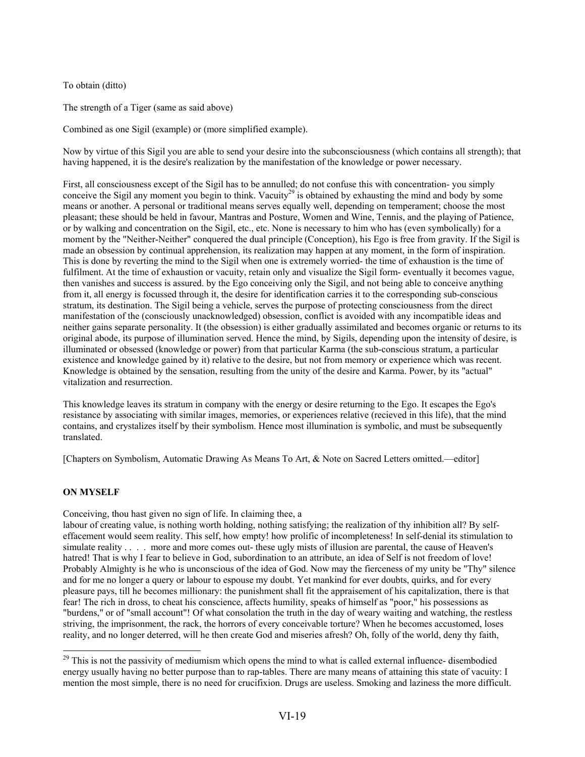To obtain (ditto)

The strength of a Tiger (same as said above)

Combined as one Sigil (example) or (more simplified example).

Now by virtue of this Sigil you are able to send your desire into the subconsciousness (which contains all strength); that having happened, it is the desire's realization by the manifestation of the knowledge or power necessary.

First, all consciousness except of the Sigil has to be annulled; do not confuse this with concentration- you simply conceive the Sigil any moment you begin to think. Vacuity[29] is obtained by exhausting the mind and body by some means or another. A personal or traditional means serves equally well, depending on temperament; choose the most pleasant; these should be held in favour, Mantras and Posture, Women and Wine, Tennis, and the playing of Patience, or by walking and concentration on the Sigil, etc., etc. None is necessary to him who has (even symbolically) for a moment by the "Neither-Neither" conquered the dual principle (Conception), his Ego is free from gravity. If the Sigil is made an obsession by continual apprehension, its realization may happen at any moment, in the form of inspiration. This is done by reverting the mind to the Sigil when one is extremely worried- the time of exhaustion is the time of fulfilment. At the time of exhaustion or vacuity, retain only and visualize the Sigil form- eventually it becomes vague, then vanishes and success is assured. by the Ego conceiving only the Sigil, and not being able to conceive anything from it, all energy is focussed through it, the desire for identification carries it to the corresponding sub-conscious stratum, its destination. The Sigil being a vehicle, serves the purpose of protecting consciousness from the direct manifestation of the (consciously unacknowledged) obsession, conflict is avoided with any incompatible ideas and neither gains separate personality. It (the obsession) is either gradually assimilated and becomes organic or returns to its original abode, its purpose of illumination served. Hence the mind, by Sigils, depending upon the intensity of desire, is illuminated or obsessed (knowledge or power) from that particular Karma (the sub-conscious stratum, a particular existence and knowledge gained by it) relative to the desire, but not from memory or experience which was recent. Knowledge is obtained by the sensation, resulting from the unity of the desire and Karma. Power, by its "actual" vitalization and resurrection.

This knowledge leaves its stratum in company with the energy or desire returning to the Ego. It escapes the Ego's resistance by associating with similar images, memories, or experiences relative (recieved in this life), that the mind contains, and crystalizes itself by their symbolism. Hence most illumination is symbolic, and must be subsequently translated.

[Chapters on Symbolism, Automatic Drawing As Means To Art, & Note on Sacred Letters omitted.—editor]

**ON MYSELF**

Conceiving, thou hast given no sign of life. In claiming thee, a
labour of creating value, is nothing worth holding, nothing satisfying; the realization of thy inhibition all? By self-effacement would seem reality. This self, how empty! how prolific of incompleteness! In self-denial its stimulation to simulate reality . . . . more and more comes out- these ugly mists of illusion are parental, the cause of Heaven's hatred! That is why I fear to believe in God, subordination to an attribute, an idea of Self is not freedom of love! Probably Almighty is he who is unconscious of the idea of God. Now may the fierceness of my unity be "Thy" silence and for me no longer a query or labour to espouse my doubt. Yet mankind for ever doubts, quirks, and for every pleasure pays, till he becomes millionary: the punishment shall fit the appraisement of his capitalization, there is that fear! The rich in dross, to cheat his conscience, affects humility, speaks of himself as "poor," his possessions as "burdens," or of "small account"! Of what consolation the truth in the day of weary waiting and watching, the restless striving, the imprisonment, the rack, the horrors of every conceivable torture? When he becomes accustomed, loses reality, and no longer deterred, will he then create God and miseries afresh? Oh, folly of the world, deny thy faith,

[29] This is not the passivity of mediumism which opens the mind to what is called external influence- disembodied energy usually having no better purpose than to rap-tables. There are many means of attaining this state of vacuity: I mention the most simple, there is no need for crucifixion. Drugs are useless. Smoking and laziness the more difficult.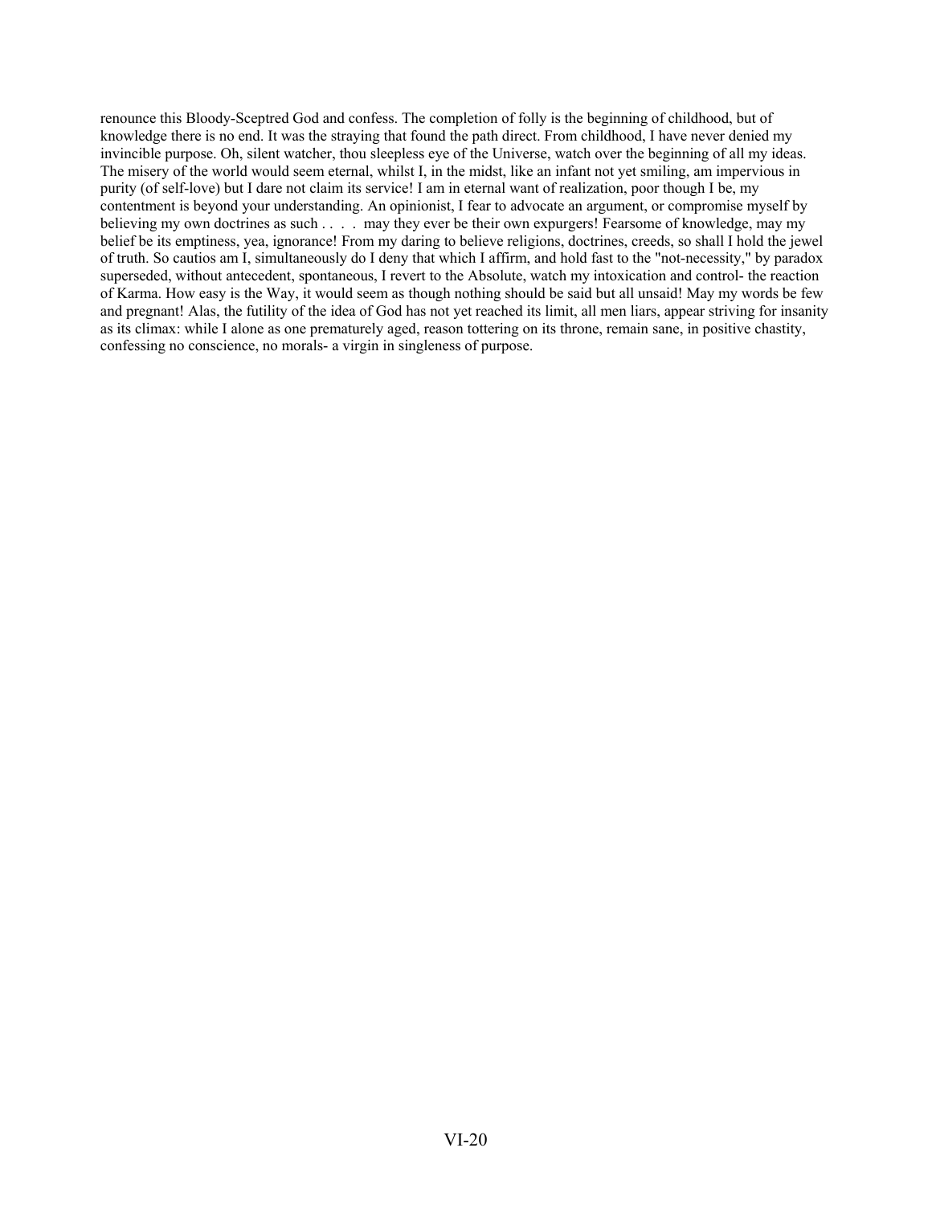renounce this Bloody-Sceptred God and confess. The completion of folly is the beginning of childhood, but of knowledge there is no end. It was the straying that found the path direct. From childhood, I have never denied my invincible purpose. Oh, silent watcher, thou sleepless eye of the Universe, watch over the beginning of all my ideas. The misery of the world would seem eternal, whilst I, in the midst, like an infant not yet smiling, am impervious in purity (of self-love) but I dare not claim its service! I am in eternal want of realization, poor though I be, my contentment is beyond your understanding. An opinionist, I fear to advocate an argument, or compromise myself by believing my own doctrines as such . . . . may they ever be their own expurgers! Fearsome of knowledge, may my belief be its emptiness, yea, ignorance! From my daring to believe religions, doctrines, creeds, so shall I hold the jewel of truth. So cautios am I, simultaneously do I deny that which I affirm, and hold fast to the "not-necessity," by paradox superseded, without antecedent, spontaneous, I revert to the Absolute, watch my intoxication and control- the reaction of Karma. How easy is the Way, it would seem as though nothing should be said but all unsaid! May my words be few and pregnant! Alas, the futility of the idea of God has not yet reached its limit, all men liars, appear striving for insanity as its climax: while I alone as one prematurely aged, reason tottering on its throne, remain sane, in positive chastity, confessing no conscience, no morals- a virgin in singleness of purpose.